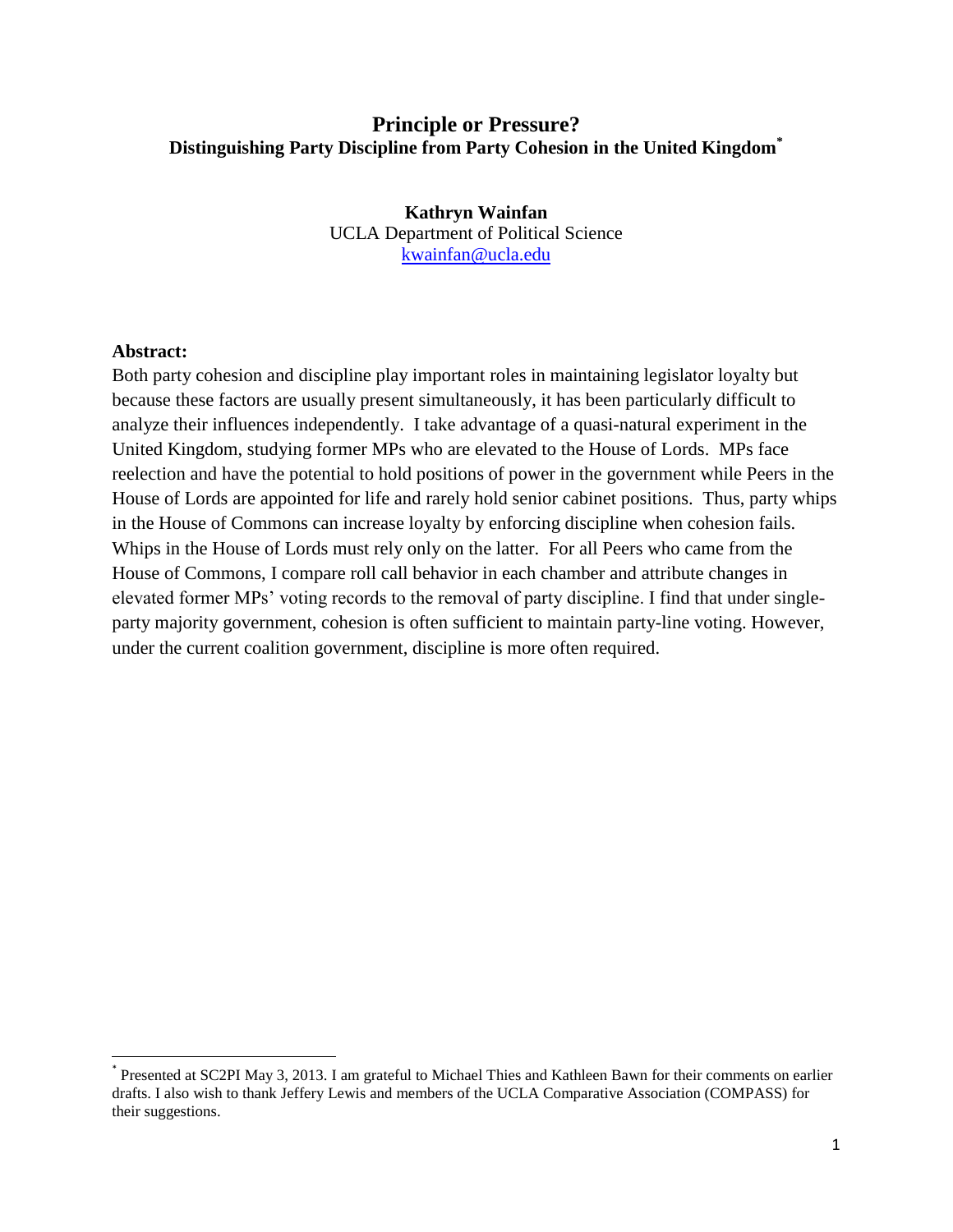# Principle or Pressure?

## Distinguishing Party Discipline from Party Cohesion in the United Kingdom[*]

**Kathryn Wainfan**
UCLA Department of Political Science
kwainfan@ucla.edu

**Abstract:**

Both party cohesion and discipline play important roles in maintaining legislator loyalty but because these factors are usually present simultaneously, it has been particularly difficult to analyze their influences independently. I take advantage of a quasi-natural experiment in the United Kingdom, studying former MPs who are elevated to the House of Lords. MPs face reelection and have the potential to hold positions of power in the government while Peers in the House of Lords are appointed for life and rarely hold senior cabinet positions. Thus, party whips in the House of Commons can increase loyalty by enforcing discipline when cohesion fails. Whips in the House of Lords must rely only on the latter. For all Peers who came from the House of Commons, I compare roll call behavior in each chamber and attribute changes in elevated former MPs' voting records to the removal of party discipline. I find that under single-party majority government, cohesion is often sufficient to maintain party-line voting. However, under the current coalition government, discipline is more often required.

---

[*] Presented at SC2PI May 3, 2013. I am grateful to Michael Thies and Kathleen Bawn for their comments on earlier drafts. I also wish to thank Jeffery Lewis and members of the UCLA Comparative Association (COMPASS) for their suggestions.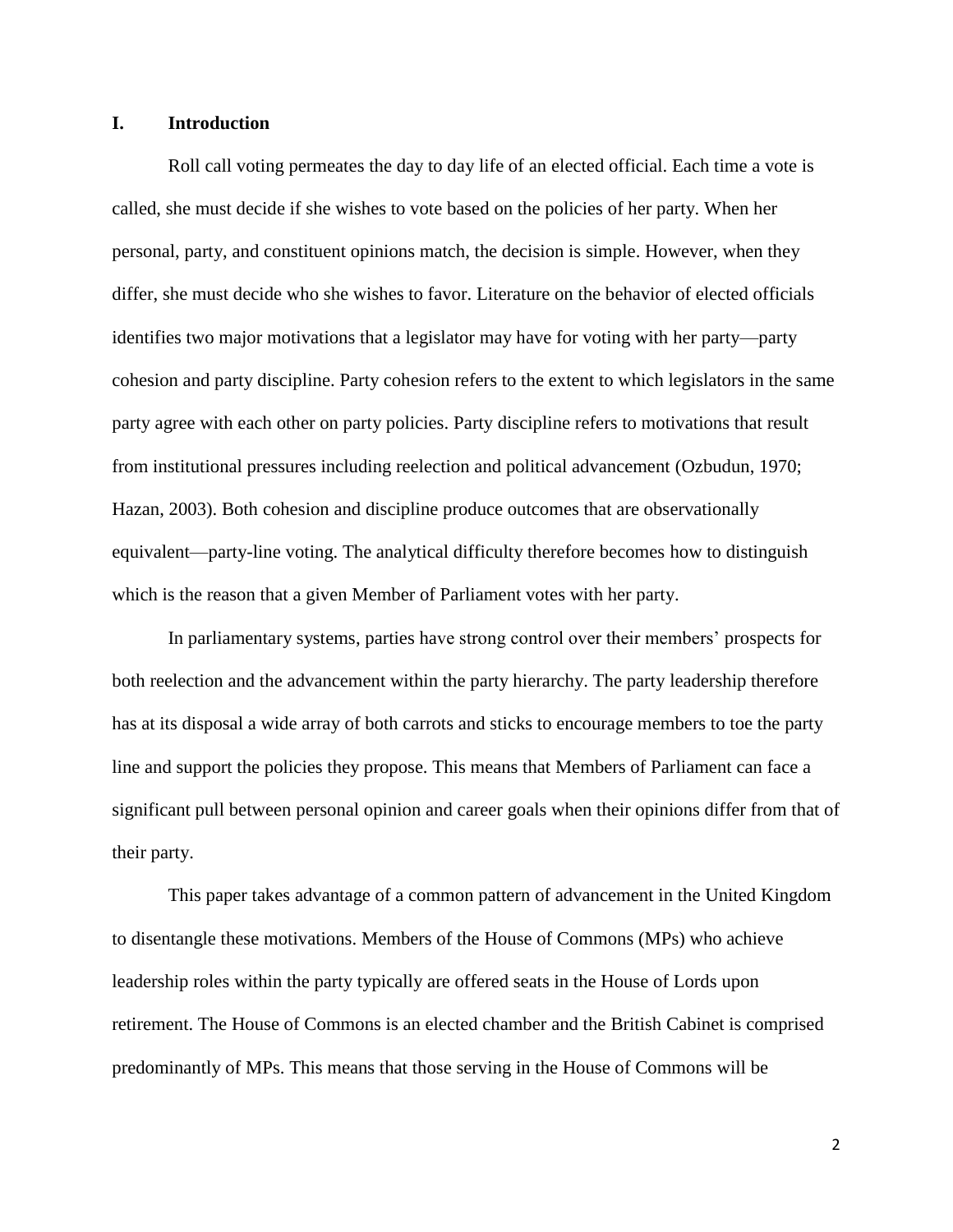## I. Introduction

Roll call voting permeates the day to day life of an elected official. Each time a vote is called, she must decide if she wishes to vote based on the policies of her party. When her personal, party, and constituent opinions match, the decision is simple. However, when they differ, she must decide who she wishes to favor. Literature on the behavior of elected officials identifies two major motivations that a legislator may have for voting with her party—party cohesion and party discipline. Party cohesion refers to the extent to which legislators in the same party agree with each other on party policies. Party discipline refers to motivations that result from institutional pressures including reelection and political advancement (Ozbudun, 1970; Hazan, 2003). Both cohesion and discipline produce outcomes that are observationally equivalent—party-line voting. The analytical difficulty therefore becomes how to distinguish which is the reason that a given Member of Parliament votes with her party.

In parliamentary systems, parties have strong control over their members' prospects for both reelection and the advancement within the party hierarchy. The party leadership therefore has at its disposal a wide array of both carrots and sticks to encourage members to toe the party line and support the policies they propose. This means that Members of Parliament can face a significant pull between personal opinion and career goals when their opinions differ from that of their party.

This paper takes advantage of a common pattern of advancement in the United Kingdom to disentangle these motivations. Members of the House of Commons (MPs) who achieve leadership roles within the party typically are offered seats in the House of Lords upon retirement. The House of Commons is an elected chamber and the British Cabinet is comprised predominantly of MPs. This means that those serving in the House of Commons will be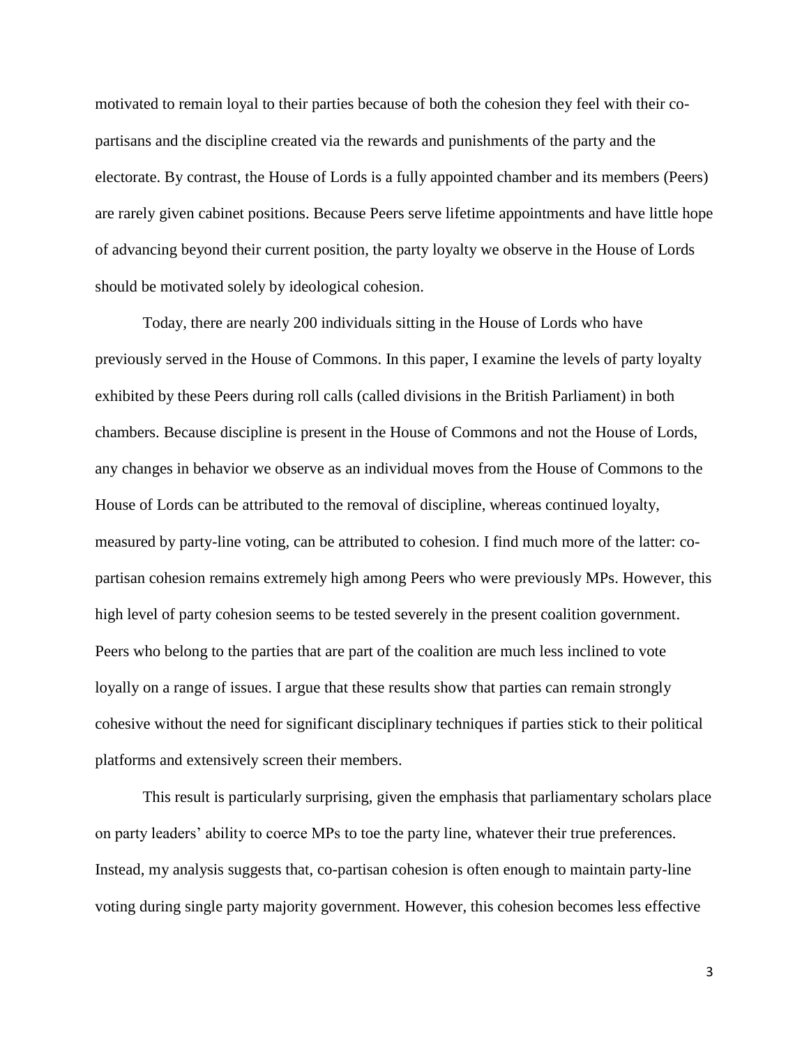motivated to remain loyal to their parties because of both the cohesion they feel with their co-partisans and the discipline created via the rewards and punishments of the party and the electorate. By contrast, the House of Lords is a fully appointed chamber and its members (Peers) are rarely given cabinet positions. Because Peers serve lifetime appointments and have little hope of advancing beyond their current position, the party loyalty we observe in the House of Lords should be motivated solely by ideological cohesion.

Today, there are nearly 200 individuals sitting in the House of Lords who have previously served in the House of Commons. In this paper, I examine the levels of party loyalty exhibited by these Peers during roll calls (called divisions in the British Parliament) in both chambers. Because discipline is present in the House of Commons and not the House of Lords, any changes in behavior we observe as an individual moves from the House of Commons to the House of Lords can be attributed to the removal of discipline, whereas continued loyalty, measured by party-line voting, can be attributed to cohesion. I find much more of the latter: co-partisan cohesion remains extremely high among Peers who were previously MPs. However, this high level of party cohesion seems to be tested severely in the present coalition government. Peers who belong to the parties that are part of the coalition are much less inclined to vote loyally on a range of issues. I argue that these results show that parties can remain strongly cohesive without the need for significant disciplinary techniques if parties stick to their political platforms and extensively screen their members.

This result is particularly surprising, given the emphasis that parliamentary scholars place on party leaders' ability to coerce MPs to toe the party line, whatever their true preferences. Instead, my analysis suggests that, co-partisan cohesion is often enough to maintain party-line voting during single party majority government. However, this cohesion becomes less effective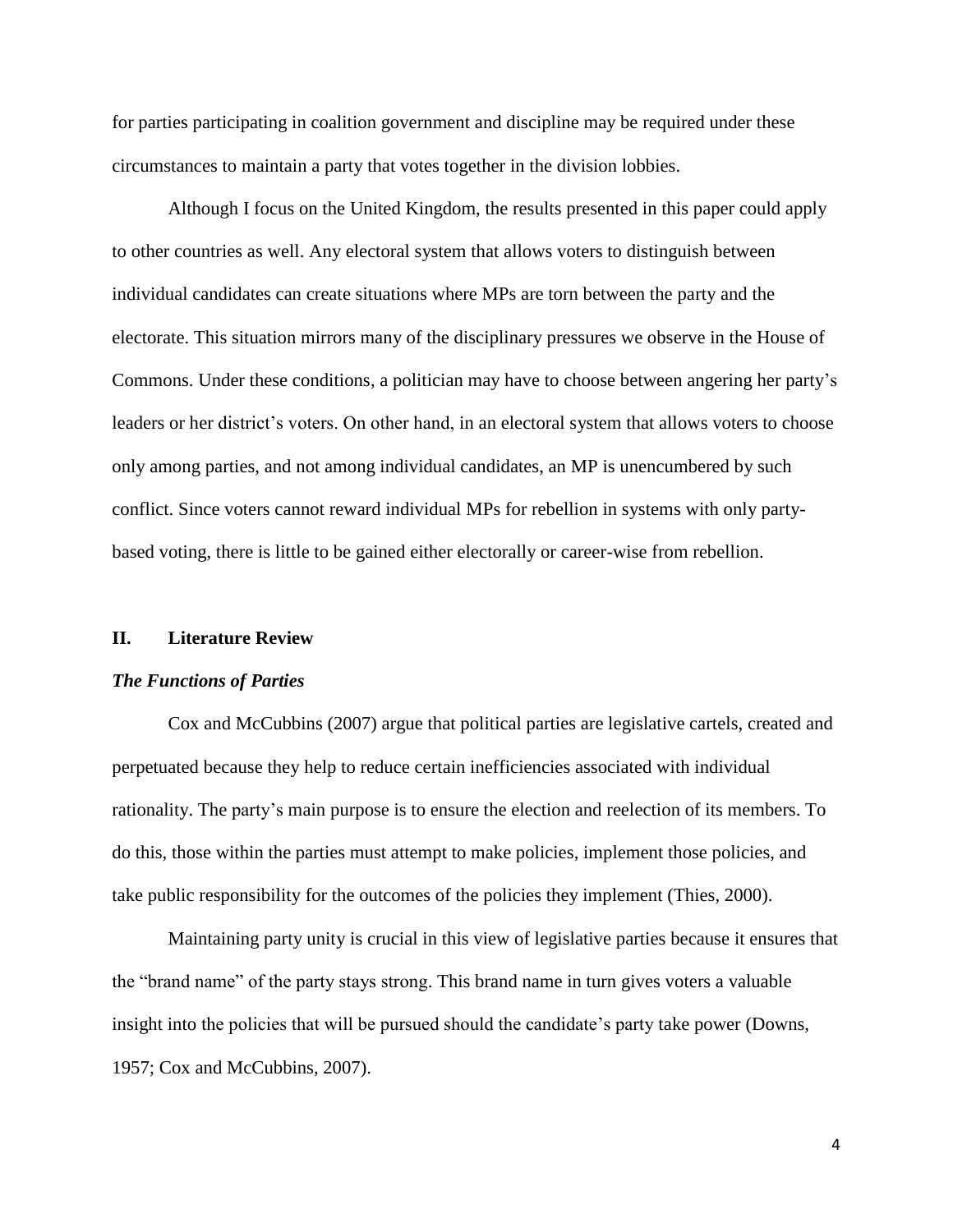for parties participating in coalition government and discipline may be required under these circumstances to maintain a party that votes together in the division lobbies.

Although I focus on the United Kingdom, the results presented in this paper could apply to other countries as well. Any electoral system that allows voters to distinguish between individual candidates can create situations where MPs are torn between the party and the electorate. This situation mirrors many of the disciplinary pressures we observe in the House of Commons. Under these conditions, a politician may have to choose between angering her party's leaders or her district's voters. On other hand, in an electoral system that allows voters to choose only among parties, and not among individual candidates, an MP is unencumbered by such conflict. Since voters cannot reward individual MPs for rebellion in systems with only party-based voting, there is little to be gained either electorally or career-wise from rebellion.

## II. Literature Review

### *The Functions of Parties*

Cox and McCubbins (2007) argue that political parties are legislative cartels, created and perpetuated because they help to reduce certain inefficiencies associated with individual rationality. The party's main purpose is to ensure the election and reelection of its members. To do this, those within the parties must attempt to make policies, implement those policies, and take public responsibility for the outcomes of the policies they implement (Thies, 2000).

Maintaining party unity is crucial in this view of legislative parties because it ensures that the "brand name" of the party stays strong. This brand name in turn gives voters a valuable insight into the policies that will be pursued should the candidate's party take power (Downs, 1957; Cox and McCubbins, 2007).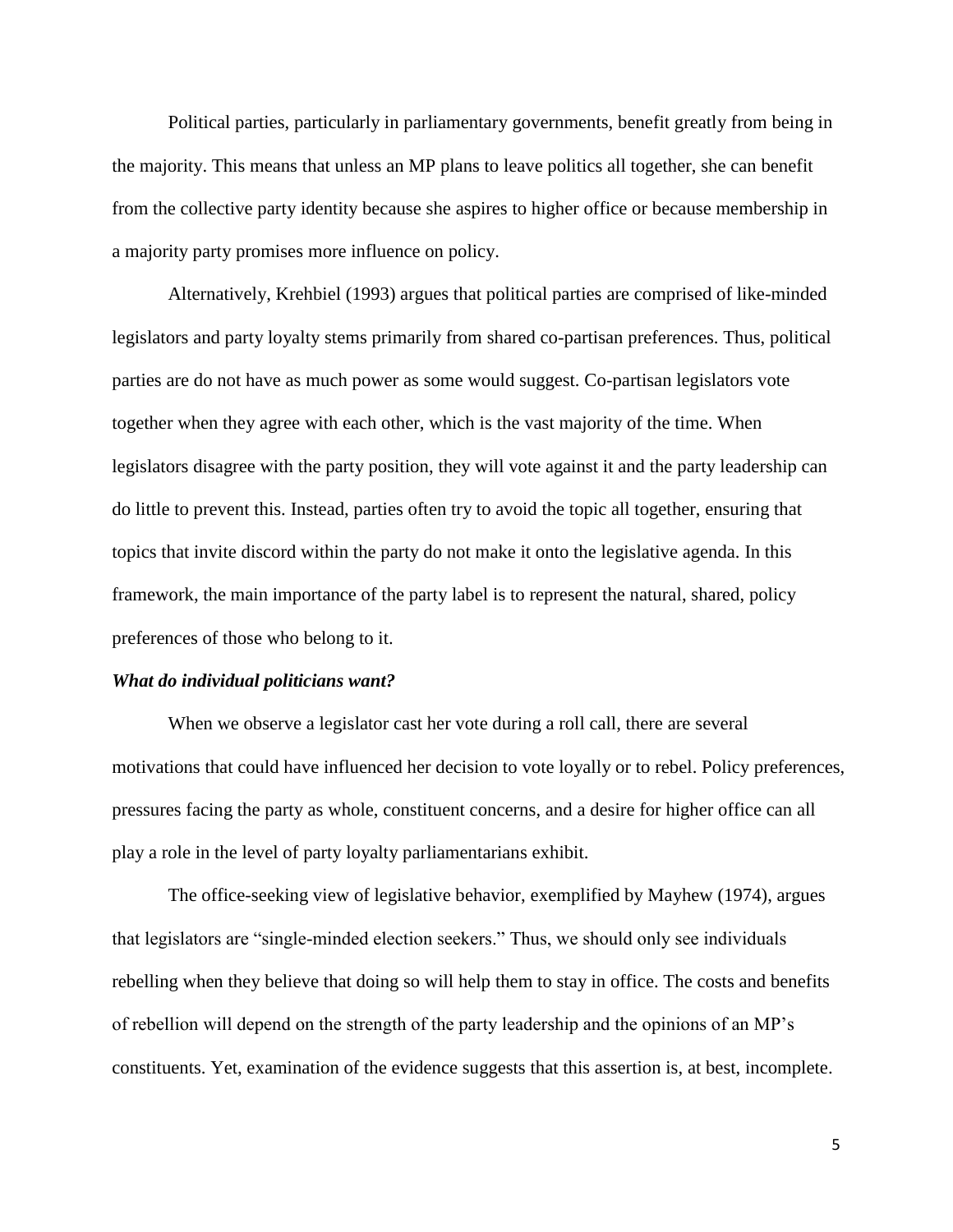Political parties, particularly in parliamentary governments, benefit greatly from being in the majority. This means that unless an MP plans to leave politics all together, she can benefit from the collective party identity because she aspires to higher office or because membership in a majority party promises more influence on policy.

Alternatively, Krehbiel (1993) argues that political parties are comprised of like-minded legislators and party loyalty stems primarily from shared co-partisan preferences. Thus, political parties are do not have as much power as some would suggest. Co-partisan legislators vote together when they agree with each other, which is the vast majority of the time. When legislators disagree with the party position, they will vote against it and the party leadership can do little to prevent this. Instead, parties often try to avoid the topic all together, ensuring that topics that invite discord within the party do not make it onto the legislative agenda. In this framework, the main importance of the party label is to represent the natural, shared, policy preferences of those who belong to it.

***What do individual politicians want?***

When we observe a legislator cast her vote during a roll call, there are several motivations that could have influenced her decision to vote loyally or to rebel. Policy preferences, pressures facing the party as whole, constituent concerns, and a desire for higher office can all play a role in the level of party loyalty parliamentarians exhibit.

The office-seeking view of legislative behavior, exemplified by Mayhew (1974), argues that legislators are "single-minded election seekers." Thus, we should only see individuals rebelling when they believe that doing so will help them to stay in office. The costs and benefits of rebellion will depend on the strength of the party leadership and the opinions of an MP's constituents. Yet, examination of the evidence suggests that this assertion is, at best, incomplete.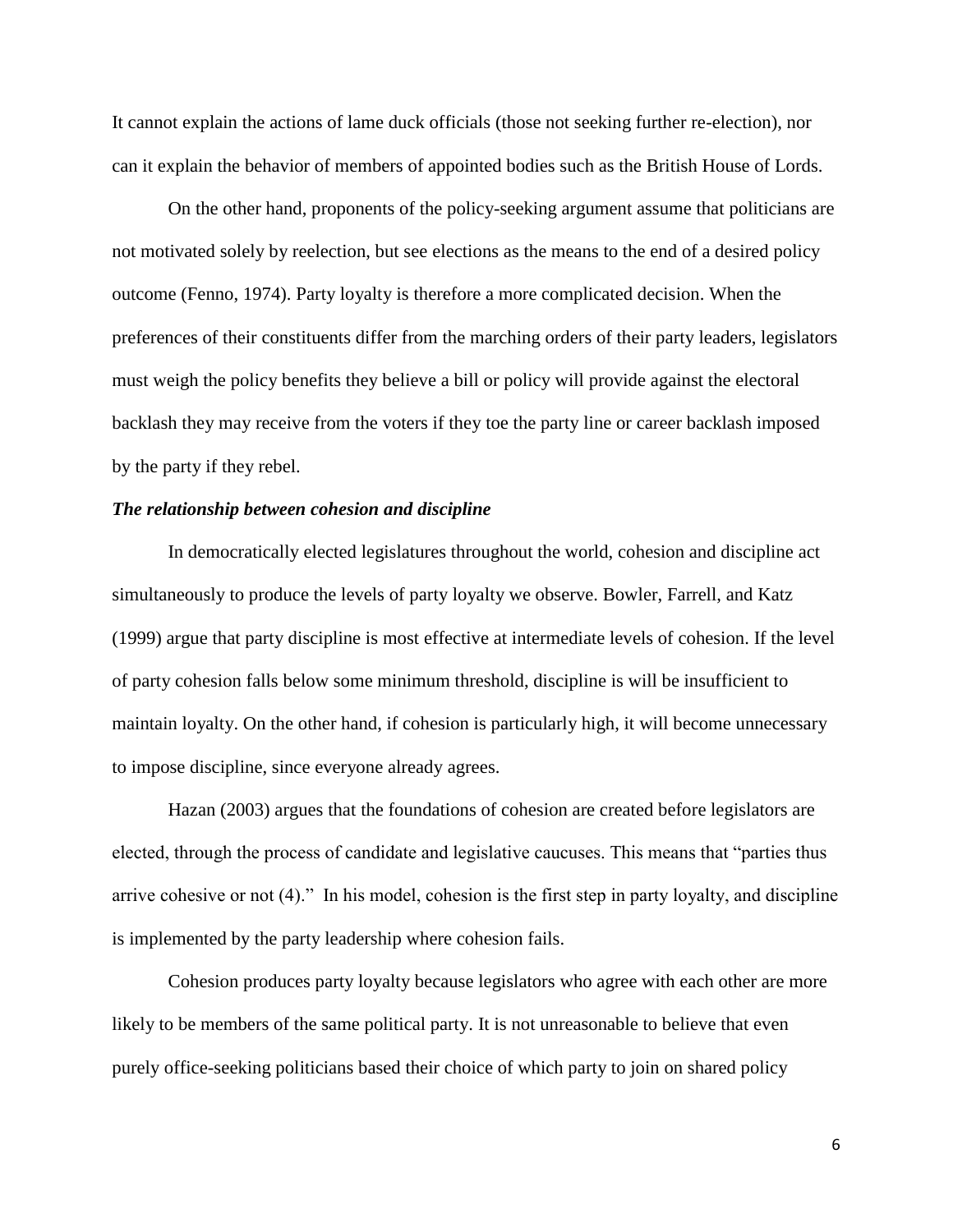It cannot explain the actions of lame duck officials (those not seeking further re-election), nor can it explain the behavior of members of appointed bodies such as the British House of Lords.

On the other hand, proponents of the policy-seeking argument assume that politicians are not motivated solely by reelection, but see elections as the means to the end of a desired policy outcome (Fenno, 1974). Party loyalty is therefore a more complicated decision. When the preferences of their constituents differ from the marching orders of their party leaders, legislators must weigh the policy benefits they believe a bill or policy will provide against the electoral backlash they may receive from the voters if they toe the party line or career backlash imposed by the party if they rebel.

***The relationship between cohesion and discipline***

In democratically elected legislatures throughout the world, cohesion and discipline act simultaneously to produce the levels of party loyalty we observe. Bowler, Farrell, and Katz (1999) argue that party discipline is most effective at intermediate levels of cohesion. If the level of party cohesion falls below some minimum threshold, discipline is will be insufficient to maintain loyalty. On the other hand, if cohesion is particularly high, it will become unnecessary to impose discipline, since everyone already agrees.

Hazan (2003) argues that the foundations of cohesion are created before legislators are elected, through the process of candidate and legislative caucuses. This means that "parties thus arrive cohesive or not (4)." In his model, cohesion is the first step in party loyalty, and discipline is implemented by the party leadership where cohesion fails.

Cohesion produces party loyalty because legislators who agree with each other are more likely to be members of the same political party. It is not unreasonable to believe that even purely office-seeking politicians based their choice of which party to join on shared policy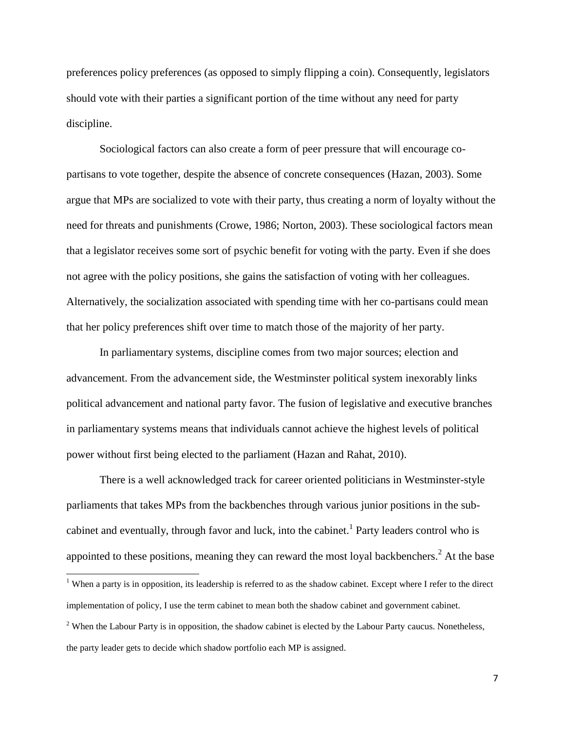preferences policy preferences (as opposed to simply flipping a coin). Consequently, legislators should vote with their parties a significant portion of the time without any need for party discipline.

Sociological factors can also create a form of peer pressure that will encourage co-partisans to vote together, despite the absence of concrete consequences (Hazan, 2003). Some argue that MPs are socialized to vote with their party, thus creating a norm of loyalty without the need for threats and punishments (Crowe, 1986; Norton, 2003). These sociological factors mean that a legislator receives some sort of psychic benefit for voting with the party. Even if she does not agree with the policy positions, she gains the satisfaction of voting with her colleagues. Alternatively, the socialization associated with spending time with her co-partisans could mean that her policy preferences shift over time to match those of the majority of her party.

In parliamentary systems, discipline comes from two major sources; election and advancement. From the advancement side, the Westminster political system inexorably links political advancement and national party favor. The fusion of legislative and executive branches in parliamentary systems means that individuals cannot achieve the highest levels of political power without first being elected to the parliament (Hazan and Rahat, 2010).

There is a well acknowledged track for career oriented politicians in Westminster-style parliaments that takes MPs from the backbenches through various junior positions in the sub-cabinet and eventually, through favor and luck, into the cabinet.[1] Party leaders control who is appointed to these positions, meaning they can reward the most loyal backbenchers.[2] At the base

---

[1] When a party is in opposition, its leadership is referred to as the shadow cabinet. Except where I refer to the direct implementation of policy, I use the term cabinet to mean both the shadow cabinet and government cabinet.

[2] When the Labour Party is in opposition, the shadow cabinet is elected by the Labour Party caucus. Nonetheless, the party leader gets to decide which shadow portfolio each MP is assigned.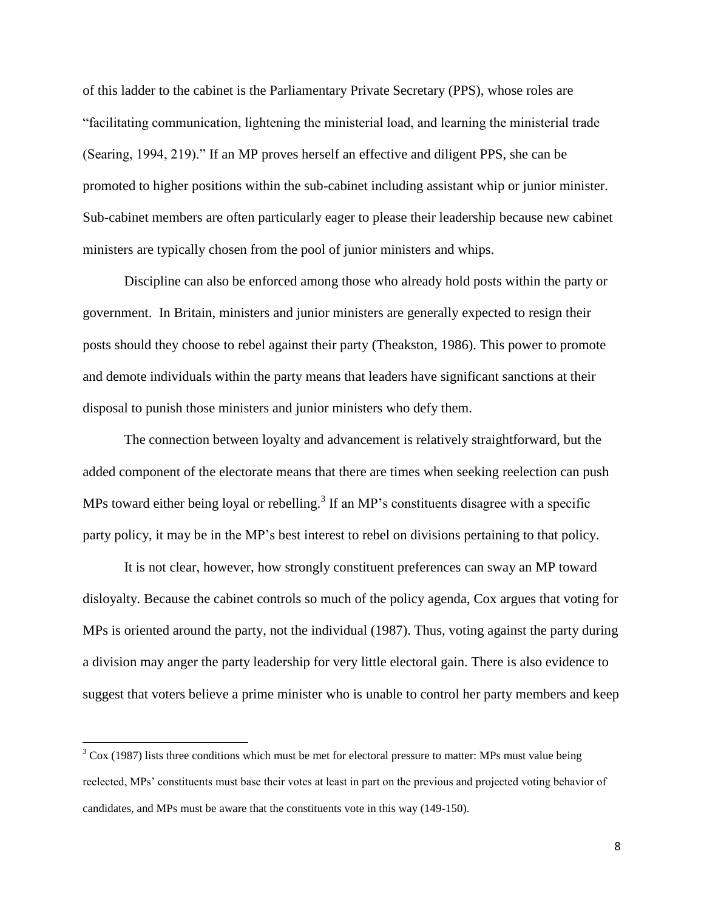of this ladder to the cabinet is the Parliamentary Private Secretary (PPS), whose roles are "facilitating communication, lightening the ministerial load, and learning the ministerial trade (Searing, 1994, 219)." If an MP proves herself an effective and diligent PPS, she can be promoted to higher positions within the sub-cabinet including assistant whip or junior minister. Sub-cabinet members are often particularly eager to please their leadership because new cabinet ministers are typically chosen from the pool of junior ministers and whips.

Discipline can also be enforced among those who already hold posts within the party or government. In Britain, ministers and junior ministers are generally expected to resign their posts should they choose to rebel against their party (Theakston, 1986). This power to promote and demote individuals within the party means that leaders have significant sanctions at their disposal to punish those ministers and junior ministers who defy them.

The connection between loyalty and advancement is relatively straightforward, but the added component of the electorate means that there are times when seeking reelection can push MPs toward either being loyal or rebelling.[3] If an MP's constituents disagree with a specific party policy, it may be in the MP's best interest to rebel on divisions pertaining to that policy.

It is not clear, however, how strongly constituent preferences can sway an MP toward disloyalty. Because the cabinet controls so much of the policy agenda, Cox argues that voting for MPs is oriented around the party, not the individual (1987). Thus, voting against the party during a division may anger the party leadership for very little electoral gain. There is also evidence to suggest that voters believe a prime minister who is unable to control her party members and keep

[3] Cox (1987) lists three conditions which must be met for electoral pressure to matter: MPs must value being reelected, MPs' constituents must base their votes at least in part on the previous and projected voting behavior of candidates, and MPs must be aware that the constituents vote in this way (149-150).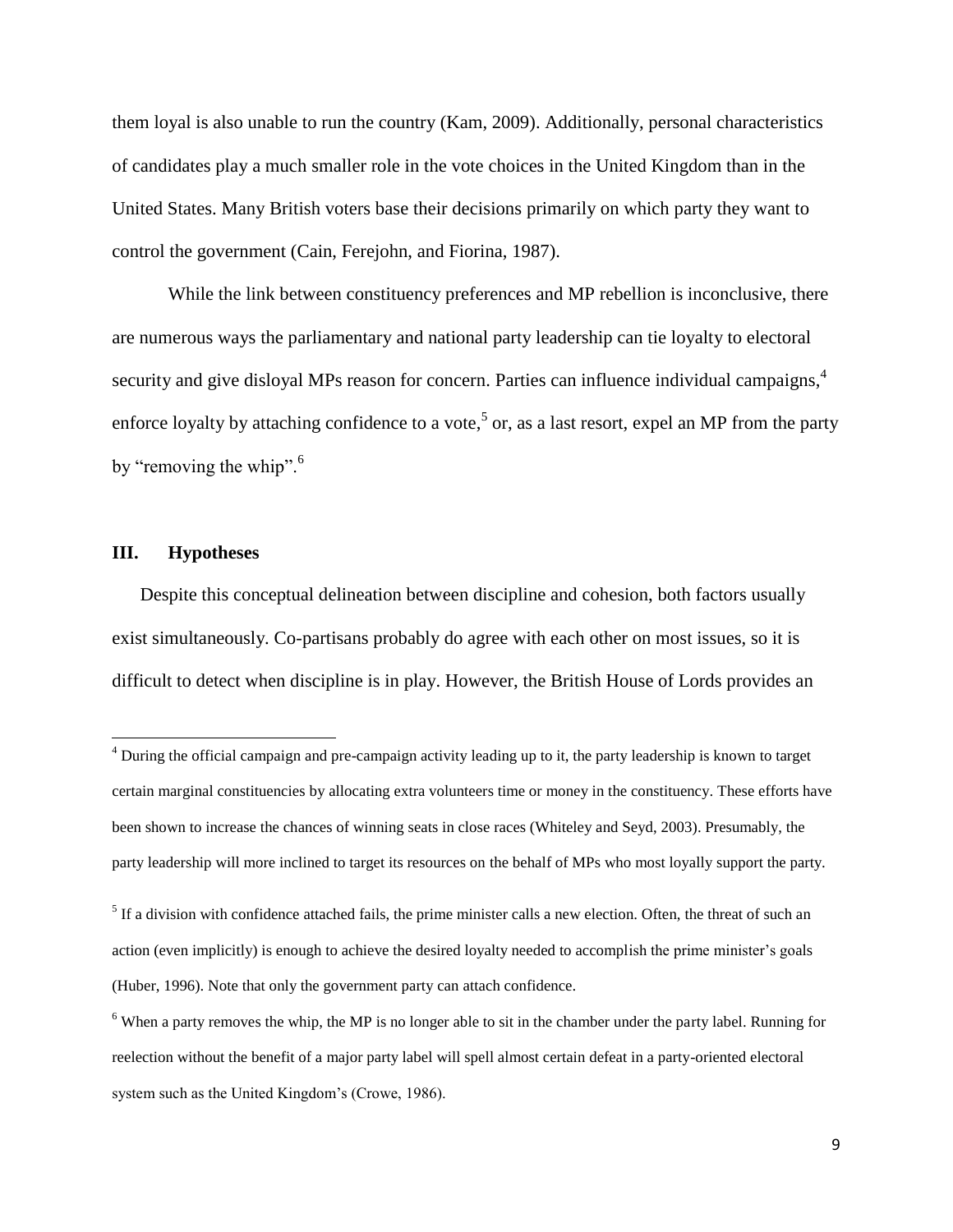them loyal is also unable to run the country (Kam, 2009). Additionally, personal characteristics of candidates play a much smaller role in the vote choices in the United Kingdom than in the United States. Many British voters base their decisions primarily on which party they want to control the government (Cain, Ferejohn, and Fiorina, 1987).

While the link between constituency preferences and MP rebellion is inconclusive, there are numerous ways the parliamentary and national party leadership can tie loyalty to electoral security and give disloyal MPs reason for concern. Parties can influence individual campaigns,[4] enforce loyalty by attaching confidence to a vote,[5] or, as a last resort, expel an MP from the party by "removing the whip".[6]

## III. Hypotheses

Despite this conceptual delineation between discipline and cohesion, both factors usually exist simultaneously. Co-partisans probably do agree with each other on most issues, so it is difficult to detect when discipline is in play. However, the British House of Lords provides an

[4] During the official campaign and pre-campaign activity leading up to it, the party leadership is known to target certain marginal constituencies by allocating extra volunteers time or money in the constituency. These efforts have been shown to increase the chances of winning seats in close races (Whiteley and Seyd, 2003). Presumably, the party leadership will more inclined to target its resources on the behalf of MPs who most loyally support the party.

[5] If a division with confidence attached fails, the prime minister calls a new election. Often, the threat of such an action (even implicitly) is enough to achieve the desired loyalty needed to accomplish the prime minister's goals (Huber, 1996). Note that only the government party can attach confidence.

[6] When a party removes the whip, the MP is no longer able to sit in the chamber under the party label. Running for reelection without the benefit of a major party label will spell almost certain defeat in a party-oriented electoral system such as the United Kingdom's (Crowe, 1986).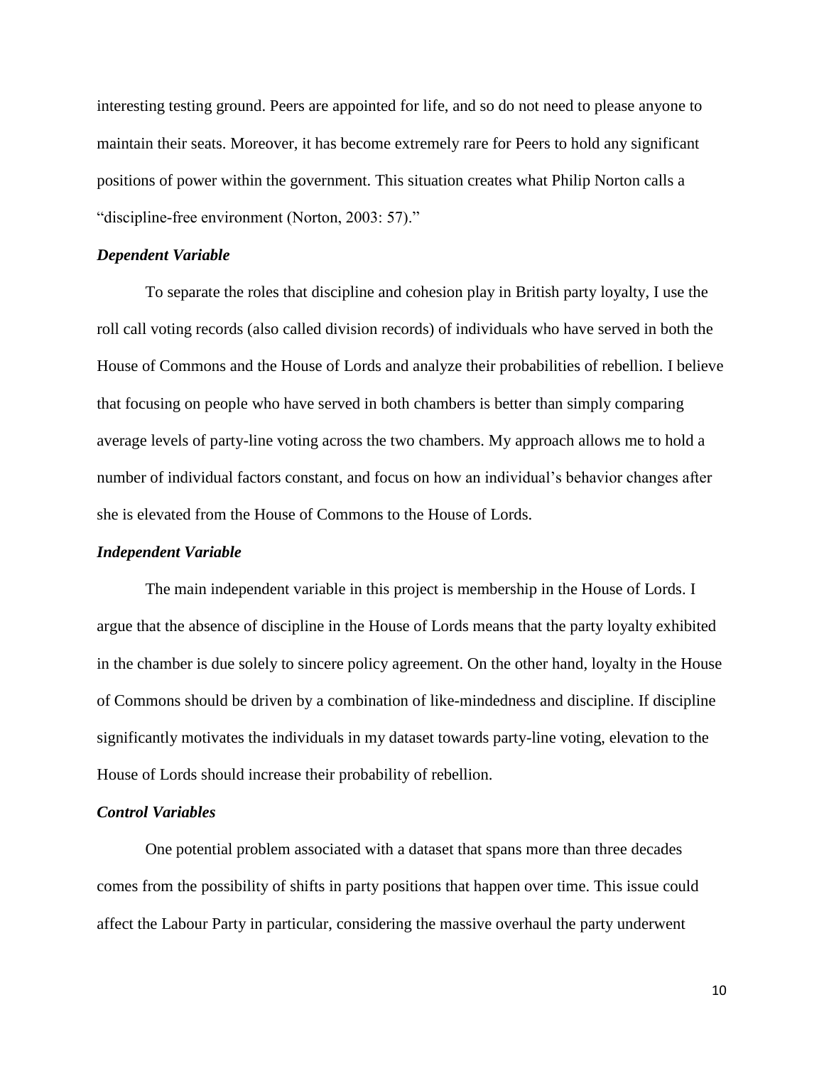interesting testing ground. Peers are appointed for life, and so do not need to please anyone to maintain their seats. Moreover, it has become extremely rare for Peers to hold any significant positions of power within the government. This situation creates what Philip Norton calls a "discipline-free environment (Norton, 2003: 57)."

### *Dependent Variable*

To separate the roles that discipline and cohesion play in British party loyalty, I use the roll call voting records (also called division records) of individuals who have served in both the House of Commons and the House of Lords and analyze their probabilities of rebellion. I believe that focusing on people who have served in both chambers is better than simply comparing average levels of party-line voting across the two chambers. My approach allows me to hold a number of individual factors constant, and focus on how an individual's behavior changes after she is elevated from the House of Commons to the House of Lords.

### *Independent Variable*

The main independent variable in this project is membership in the House of Lords. I argue that the absence of discipline in the House of Lords means that the party loyalty exhibited in the chamber is due solely to sincere policy agreement. On the other hand, loyalty in the House of Commons should be driven by a combination of like-mindedness and discipline. If discipline significantly motivates the individuals in my dataset towards party-line voting, elevation to the House of Lords should increase their probability of rebellion.

### *Control Variables*

One potential problem associated with a dataset that spans more than three decades comes from the possibility of shifts in party positions that happen over time. This issue could affect the Labour Party in particular, considering the massive overhaul the party underwent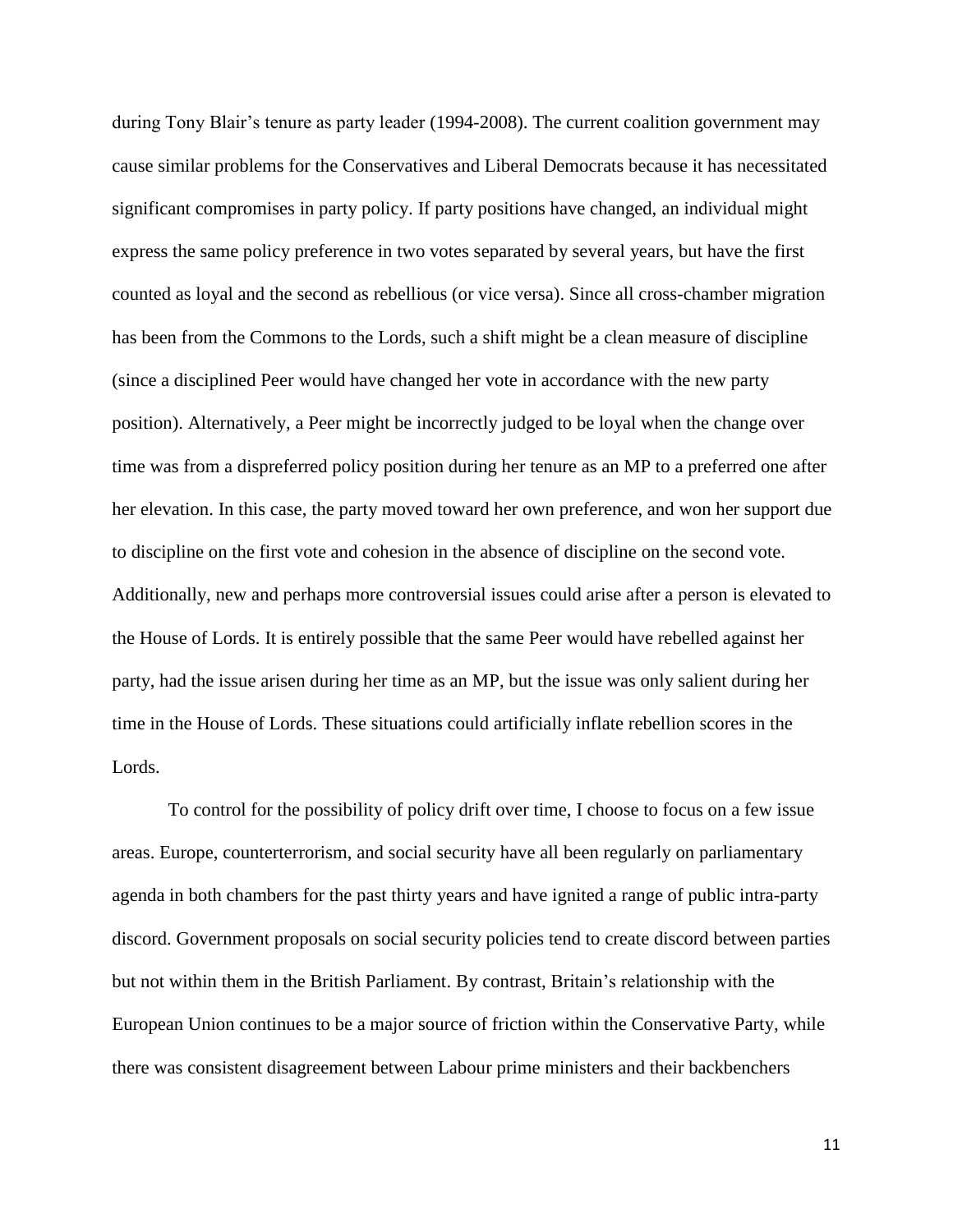during Tony Blair's tenure as party leader (1994-2008). The current coalition government may cause similar problems for the Conservatives and Liberal Democrats because it has necessitated significant compromises in party policy. If party positions have changed, an individual might express the same policy preference in two votes separated by several years, but have the first counted as loyal and the second as rebellious (or vice versa). Since all cross-chamber migration has been from the Commons to the Lords, such a shift might be a clean measure of discipline (since a disciplined Peer would have changed her vote in accordance with the new party position). Alternatively, a Peer might be incorrectly judged to be loyal when the change over time was from a dispreferred policy position during her tenure as an MP to a preferred one after her elevation. In this case, the party moved toward her own preference, and won her support due to discipline on the first vote and cohesion in the absence of discipline on the second vote. Additionally, new and perhaps more controversial issues could arise after a person is elevated to the House of Lords. It is entirely possible that the same Peer would have rebelled against her party, had the issue arisen during her time as an MP, but the issue was only salient during her time in the House of Lords. These situations could artificially inflate rebellion scores in the Lords.

To control for the possibility of policy drift over time, I choose to focus on a few issue areas. Europe, counterterrorism, and social security have all been regularly on parliamentary agenda in both chambers for the past thirty years and have ignited a range of public intra-party discord. Government proposals on social security policies tend to create discord between parties but not within them in the British Parliament. By contrast, Britain's relationship with the European Union continues to be a major source of friction within the Conservative Party, while there was consistent disagreement between Labour prime ministers and their backbenchers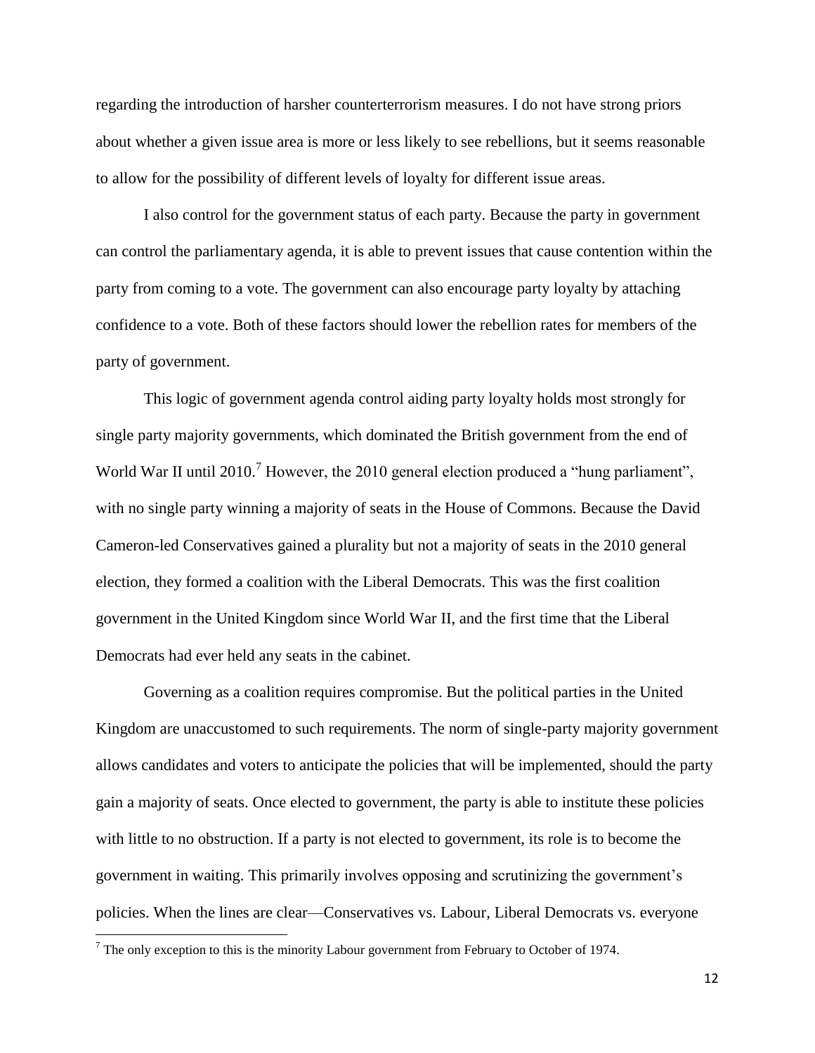regarding the introduction of harsher counterterrorism measures. I do not have strong priors about whether a given issue area is more or less likely to see rebellions, but it seems reasonable to allow for the possibility of different levels of loyalty for different issue areas.

I also control for the government status of each party. Because the party in government can control the parliamentary agenda, it is able to prevent issues that cause contention within the party from coming to a vote. The government can also encourage party loyalty by attaching confidence to a vote. Both of these factors should lower the rebellion rates for members of the party of government.

This logic of government agenda control aiding party loyalty holds most strongly for single party majority governments, which dominated the British government from the end of World War II until 2010.[7] However, the 2010 general election produced a "hung parliament", with no single party winning a majority of seats in the House of Commons. Because the David Cameron-led Conservatives gained a plurality but not a majority of seats in the 2010 general election, they formed a coalition with the Liberal Democrats. This was the first coalition government in the United Kingdom since World War II, and the first time that the Liberal Democrats had ever held any seats in the cabinet.

Governing as a coalition requires compromise. But the political parties in the United Kingdom are unaccustomed to such requirements. The norm of single-party majority government allows candidates and voters to anticipate the policies that will be implemented, should the party gain a majority of seats. Once elected to government, the party is able to institute these policies with little to no obstruction. If a party is not elected to government, its role is to become the government in waiting. This primarily involves opposing and scrutinizing the government's policies. When the lines are clear—Conservatives vs. Labour, Liberal Democrats vs. everyone

[7] The only exception to this is the minority Labour government from February to October of 1974.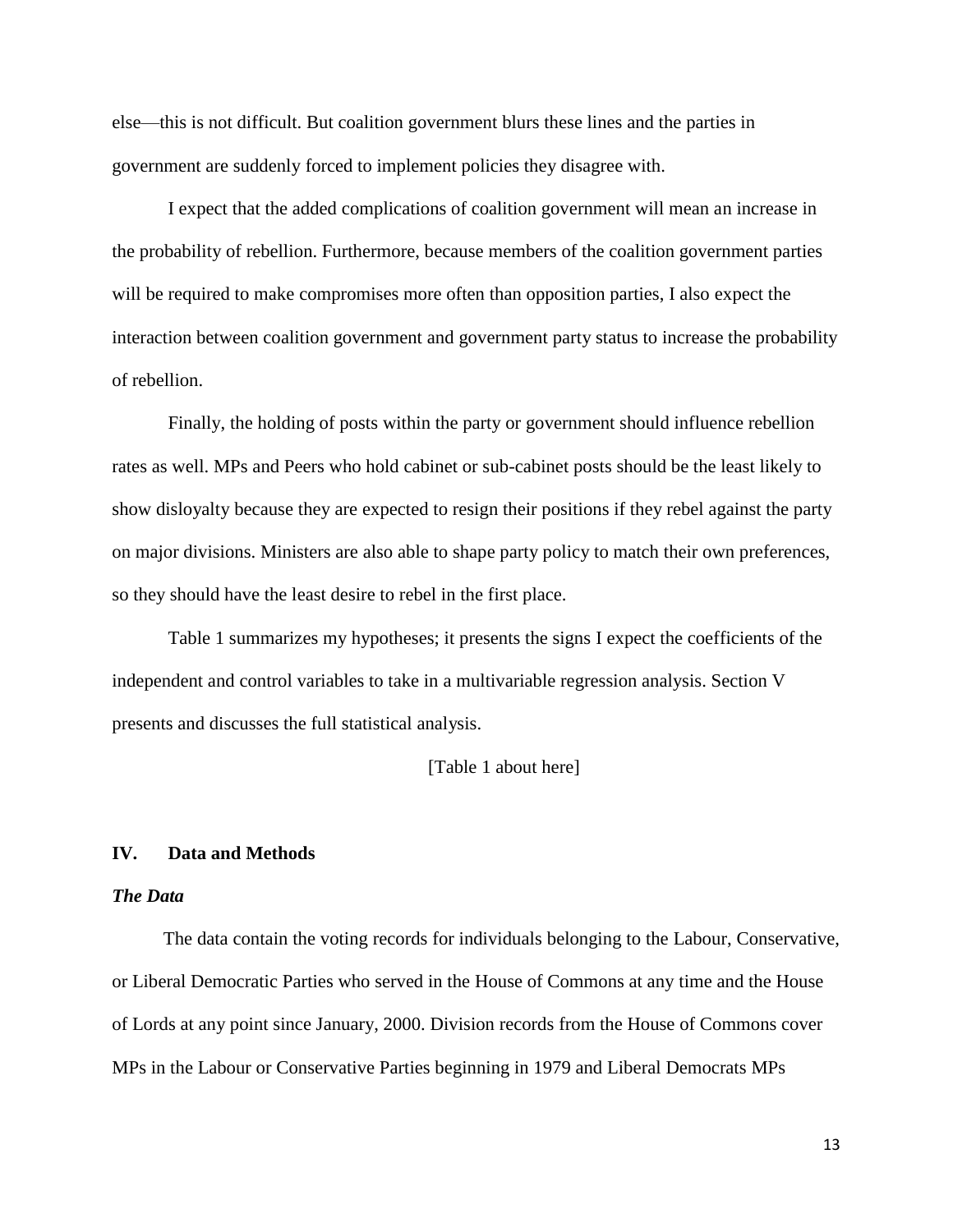else—this is not difficult. But coalition government blurs these lines and the parties in government are suddenly forced to implement policies they disagree with.

I expect that the added complications of coalition government will mean an increase in the probability of rebellion. Furthermore, because members of the coalition government parties will be required to make compromises more often than opposition parties, I also expect the interaction between coalition government and government party status to increase the probability of rebellion.

Finally, the holding of posts within the party or government should influence rebellion rates as well. MPs and Peers who hold cabinet or sub-cabinet posts should be the least likely to show disloyalty because they are expected to resign their positions if they rebel against the party on major divisions. Ministers are also able to shape party policy to match their own preferences, so they should have the least desire to rebel in the first place.

Table 1 summarizes my hypotheses; it presents the signs I expect the coefficients of the independent and control variables to take in a multivariable regression analysis. Section V presents and discusses the full statistical analysis.

[Table 1 about here]

## IV. Data and Methods

### *The Data*

The data contain the voting records for individuals belonging to the Labour, Conservative, or Liberal Democratic Parties who served in the House of Commons at any time and the House of Lords at any point since January, 2000. Division records from the House of Commons cover MPs in the Labour or Conservative Parties beginning in 1979 and Liberal Democrats MPs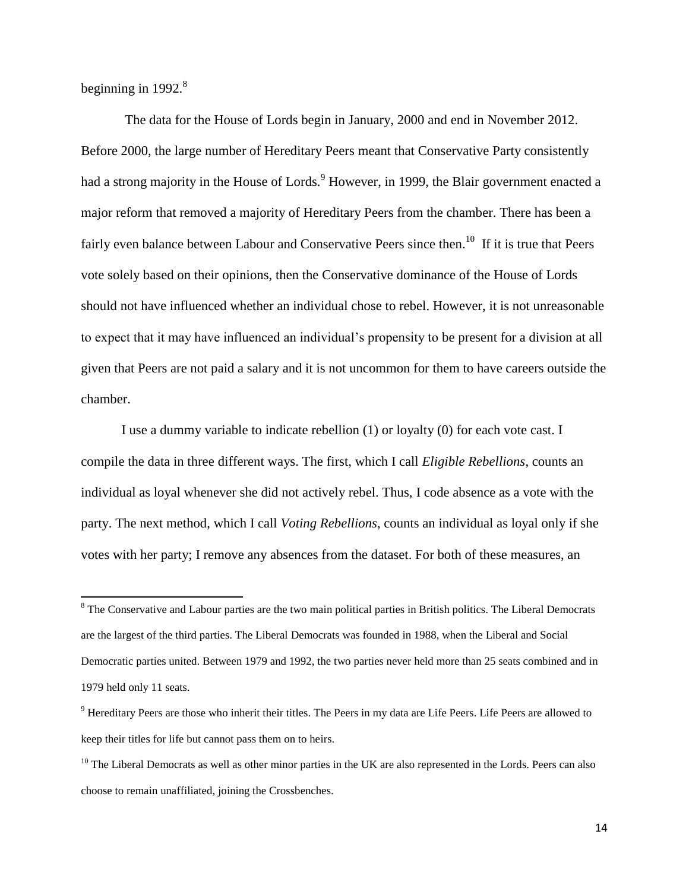beginning in 1992.[8]

The data for the House of Lords begin in January, 2000 and end in November 2012. Before 2000, the large number of Hereditary Peers meant that Conservative Party consistently had a strong majority in the House of Lords.[9] However, in 1999, the Blair government enacted a major reform that removed a majority of Hereditary Peers from the chamber. There has been a fairly even balance between Labour and Conservative Peers since then.[10] If it is true that Peers vote solely based on their opinions, then the Conservative dominance of the House of Lords should not have influenced whether an individual chose to rebel. However, it is not unreasonable to expect that it may have influenced an individual's propensity to be present for a division at all given that Peers are not paid a salary and it is not uncommon for them to have careers outside the chamber.

I use a dummy variable to indicate rebellion (1) or loyalty (0) for each vote cast. I compile the data in three different ways. The first, which I call *Eligible Rebellions*, counts an individual as loyal whenever she did not actively rebel. Thus, I code absence as a vote with the party. The next method, which I call *Voting Rebellions*, counts an individual as loyal only if she votes with her party; I remove any absences from the dataset. For both of these measures, an

---

[8] The Conservative and Labour parties are the two main political parties in British politics. The Liberal Democrats are the largest of the third parties. The Liberal Democrats was founded in 1988, when the Liberal and Social Democratic parties united. Between 1979 and 1992, the two parties never held more than 25 seats combined and in 1979 held only 11 seats.

[9] Hereditary Peers are those who inherit their titles. The Peers in my data are Life Peers. Life Peers are allowed to keep their titles for life but cannot pass them on to heirs.

[10] The Liberal Democrats as well as other minor parties in the UK are also represented in the Lords. Peers can also choose to remain unaffiliated, joining the Crossbenches.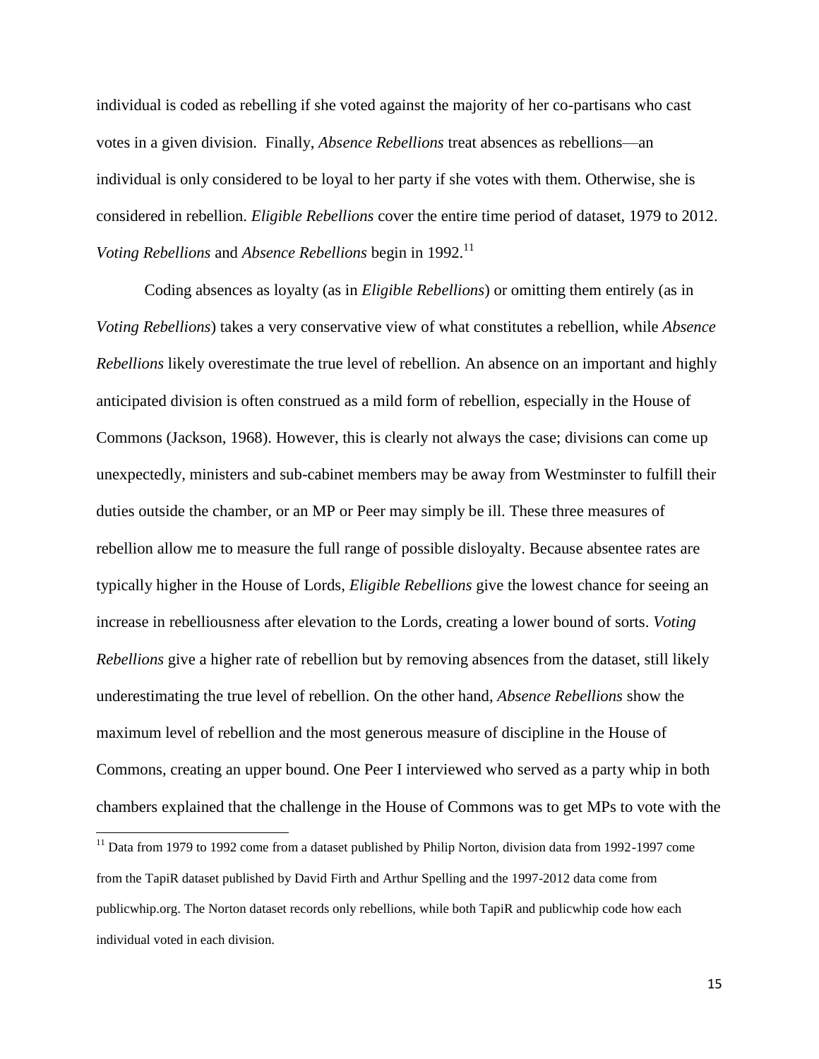individual is coded as rebelling if she voted against the majority of her co-partisans who cast votes in a given division. Finally, *Absence Rebellions* treat absences as rebellions—an individual is only considered to be loyal to her party if she votes with them. Otherwise, she is considered in rebellion. *Eligible Rebellions* cover the entire time period of dataset, 1979 to 2012. *Voting Rebellions* and *Absence Rebellions* begin in 1992.[11]

Coding absences as loyalty (as in *Eligible Rebellions*) or omitting them entirely (as in *Voting Rebellions*) takes a very conservative view of what constitutes a rebellion, while *Absence Rebellions* likely overestimate the true level of rebellion. An absence on an important and highly anticipated division is often construed as a mild form of rebellion, especially in the House of Commons (Jackson, 1968). However, this is clearly not always the case; divisions can come up unexpectedly, ministers and sub-cabinet members may be away from Westminster to fulfill their duties outside the chamber, or an MP or Peer may simply be ill. These three measures of rebellion allow me to measure the full range of possible disloyalty. Because absentee rates are typically higher in the House of Lords, *Eligible Rebellions* give the lowest chance for seeing an increase in rebelliousness after elevation to the Lords, creating a lower bound of sorts. *Voting Rebellions* give a higher rate of rebellion but by removing absences from the dataset, still likely underestimating the true level of rebellion. On the other hand, *Absence Rebellions* show the maximum level of rebellion and the most generous measure of discipline in the House of Commons, creating an upper bound. One Peer I interviewed who served as a party whip in both chambers explained that the challenge in the House of Commons was to get MPs to vote with the

[11] Data from 1979 to 1992 come from a dataset published by Philip Norton, division data from 1992-1997 come from the TapiR dataset published by David Firth and Arthur Spelling and the 1997-2012 data come from publicwhip.org. The Norton dataset records only rebellions, while both TapiR and publicwhip code how each individual voted in each division.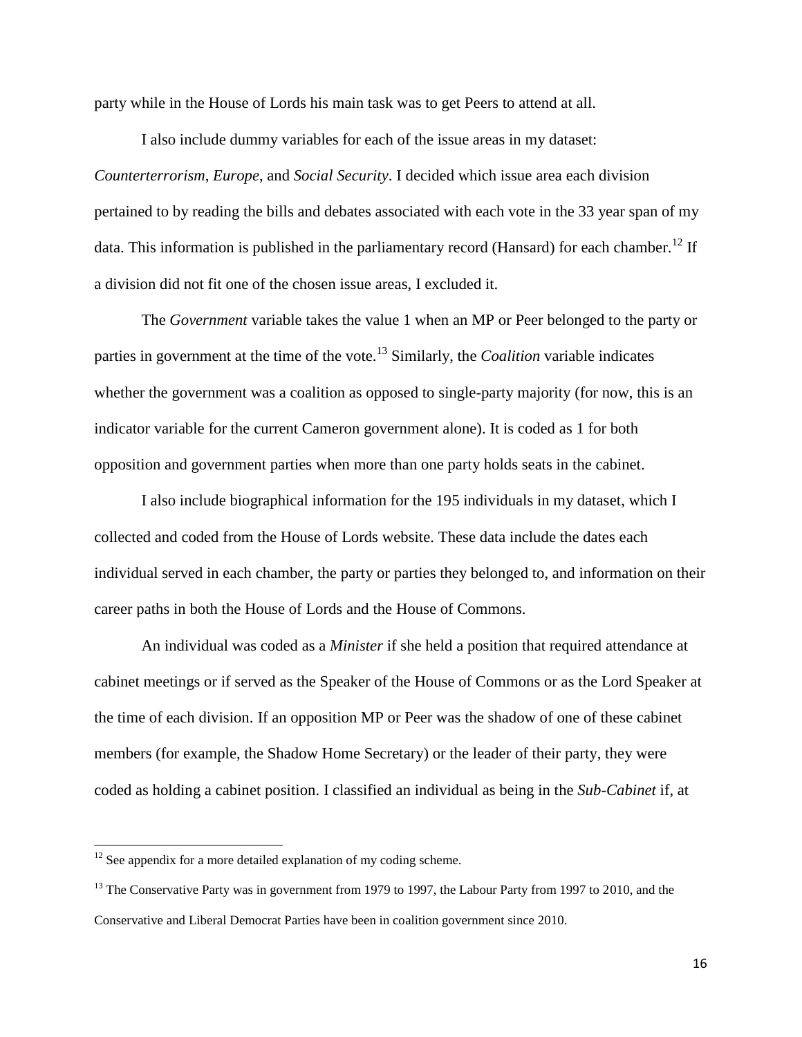party while in the House of Lords his main task was to get Peers to attend at all.

I also include dummy variables for each of the issue areas in my dataset: *Counterterrorism*, *Europe*, and *Social Security*. I decided which issue area each division pertained to by reading the bills and debates associated with each vote in the 33 year span of my data. This information is published in the parliamentary record (Hansard) for each chamber.[12] If a division did not fit one of the chosen issue areas, I excluded it.

The *Government* variable takes the value 1 when an MP or Peer belonged to the party or parties in government at the time of the vote.[13] Similarly, the *Coalition* variable indicates whether the government was a coalition as opposed to single-party majority (for now, this is an indicator variable for the current Cameron government alone). It is coded as 1 for both opposition and government parties when more than one party holds seats in the cabinet.

I also include biographical information for the 195 individuals in my dataset, which I collected and coded from the House of Lords website. These data include the dates each individual served in each chamber, the party or parties they belonged to, and information on their career paths in both the House of Lords and the House of Commons.

An individual was coded as a *Minister* if she held a position that required attendance at cabinet meetings or if served as the Speaker of the House of Commons or as the Lord Speaker at the time of each division. If an opposition MP or Peer was the shadow of one of these cabinet members (for example, the Shadow Home Secretary) or the leader of their party, they were coded as holding a cabinet position. I classified an individual as being in the *Sub-Cabinet* if, at

---

[12] See appendix for a more detailed explanation of my coding scheme.

[13] The Conservative Party was in government from 1979 to 1997, the Labour Party from 1997 to 2010, and the Conservative and Liberal Democrat Parties have been in coalition government since 2010.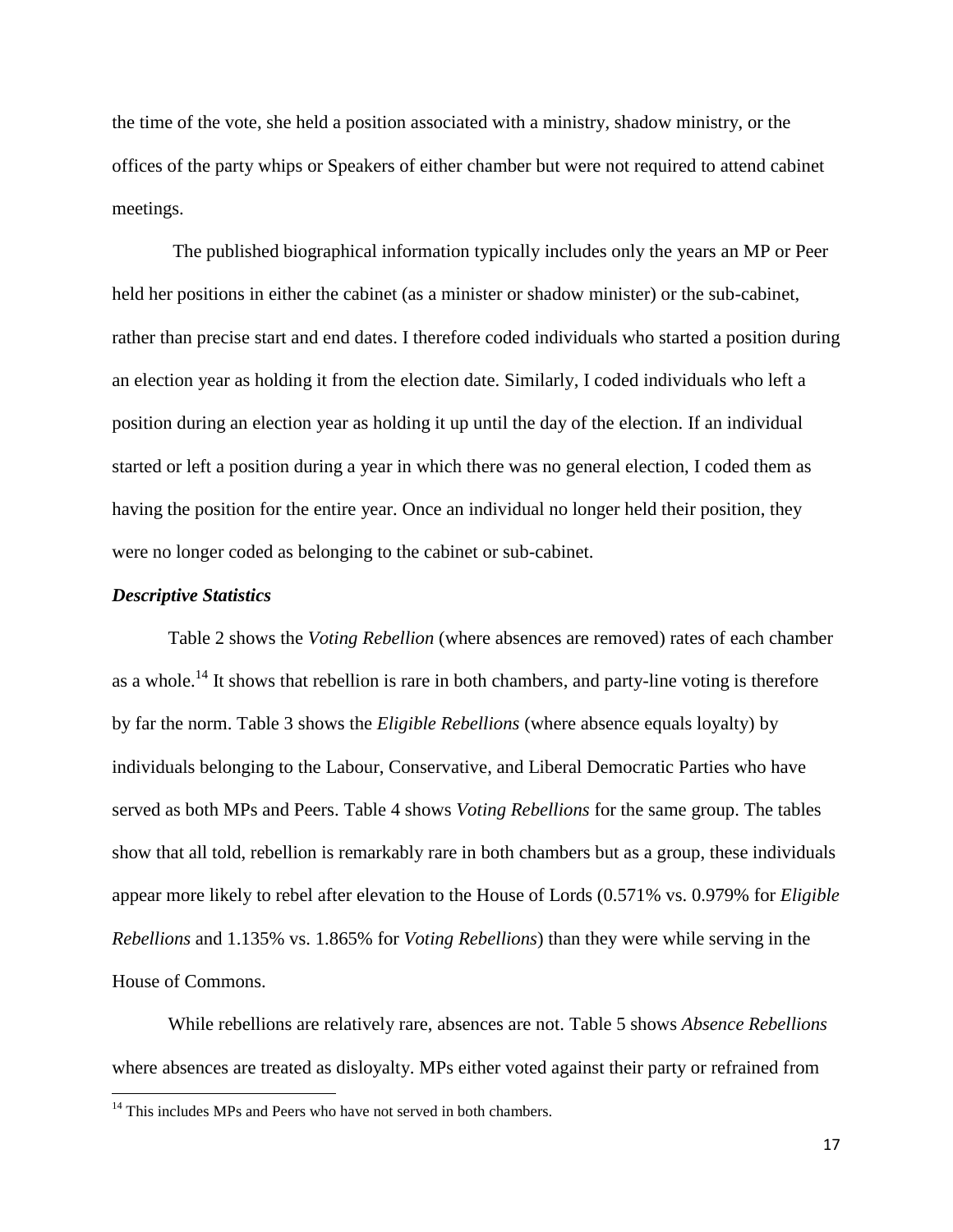the time of the vote, she held a position associated with a ministry, shadow ministry, or the offices of the party whips or Speakers of either chamber but were not required to attend cabinet meetings.

The published biographical information typically includes only the years an MP or Peer held her positions in either the cabinet (as a minister or shadow minister) or the sub-cabinet, rather than precise start and end dates. I therefore coded individuals who started a position during an election year as holding it from the election date. Similarly, I coded individuals who left a position during an election year as holding it up until the day of the election. If an individual started or left a position during a year in which there was no general election, I coded them as having the position for the entire year. Once an individual no longer held their position, they were no longer coded as belonging to the cabinet or sub-cabinet.

### *Descriptive Statistics*

Table 2 shows the *Voting Rebellion* (where absences are removed) rates of each chamber as a whole.[14] It shows that rebellion is rare in both chambers, and party-line voting is therefore by far the norm. Table 3 shows the *Eligible Rebellions* (where absence equals loyalty) by individuals belonging to the Labour, Conservative, and Liberal Democratic Parties who have served as both MPs and Peers. Table 4 shows *Voting Rebellions* for the same group. The tables show that all told, rebellion is remarkably rare in both chambers but as a group, these individuals appear more likely to rebel after elevation to the House of Lords (0.571% vs. 0.979% for *Eligible Rebellions* and 1.135% vs. 1.865% for *Voting Rebellions*) than they were while serving in the House of Commons.

While rebellions are relatively rare, absences are not. Table 5 shows *Absence Rebellions* where absences are treated as disloyalty. MPs either voted against their party or refrained from

[14] This includes MPs and Peers who have not served in both chambers.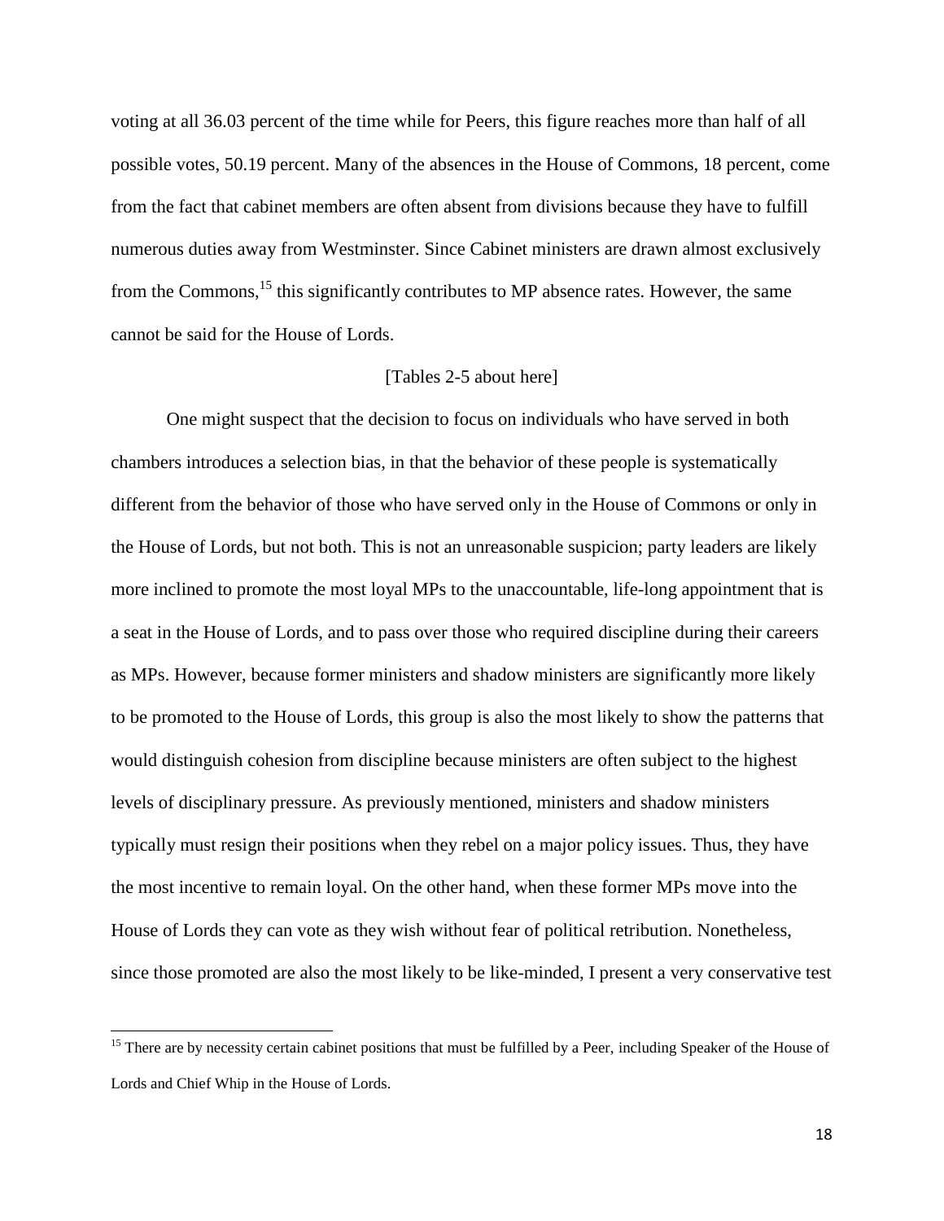voting at all 36.03 percent of the time while for Peers, this figure reaches more than half of all possible votes, 50.19 percent. Many of the absences in the House of Commons, 18 percent, come from the fact that cabinet members are often absent from divisions because they have to fulfill numerous duties away from Westminster. Since Cabinet ministers are drawn almost exclusively from the Commons,[15] this significantly contributes to MP absence rates. However, the same cannot be said for the House of Lords.

[Tables 2-5 about here]

One might suspect that the decision to focus on individuals who have served in both chambers introduces a selection bias, in that the behavior of these people is systematically different from the behavior of those who have served only in the House of Commons or only in the House of Lords, but not both. This is not an unreasonable suspicion; party leaders are likely more inclined to promote the most loyal MPs to the unaccountable, life-long appointment that is a seat in the House of Lords, and to pass over those who required discipline during their careers as MPs. However, because former ministers and shadow ministers are significantly more likely to be promoted to the House of Lords, this group is also the most likely to show the patterns that would distinguish cohesion from discipline because ministers are often subject to the highest levels of disciplinary pressure. As previously mentioned, ministers and shadow ministers typically must resign their positions when they rebel on a major policy issues. Thus, they have the most incentive to remain loyal. On the other hand, when these former MPs move into the House of Lords they can vote as they wish without fear of political retribution. Nonetheless, since those promoted are also the most likely to be like-minded, I present a very conservative test

[15] There are by necessity certain cabinet positions that must be fulfilled by a Peer, including Speaker of the House of Lords and Chief Whip in the House of Lords.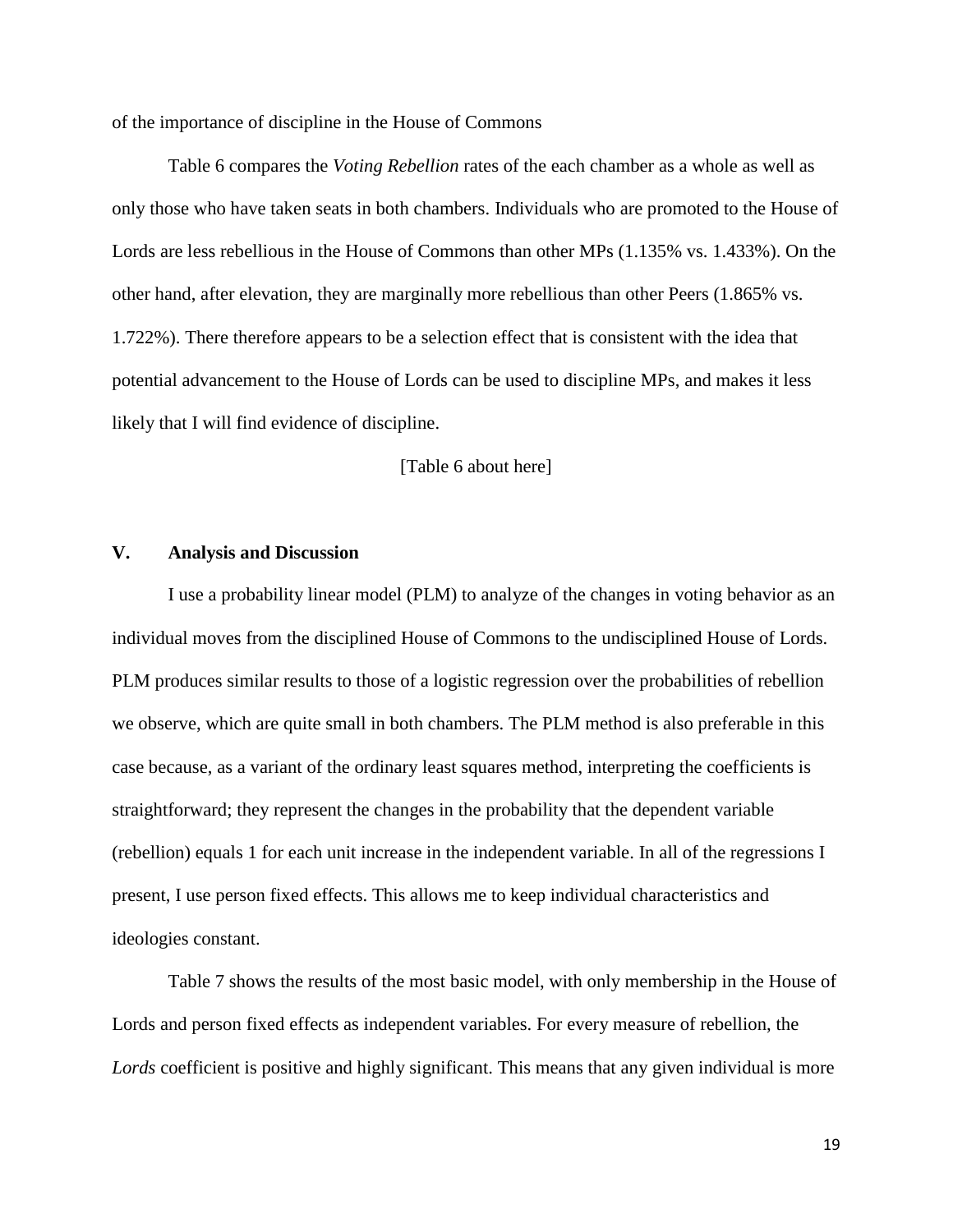of the importance of discipline in the House of Commons

Table 6 compares the *Voting Rebellion* rates of the each chamber as a whole as well as only those who have taken seats in both chambers. Individuals who are promoted to the House of Lords are less rebellious in the House of Commons than other MPs (1.135% vs. 1.433%). On the other hand, after elevation, they are marginally more rebellious than other Peers (1.865% vs. 1.722%). There therefore appears to be a selection effect that is consistent with the idea that potential advancement to the House of Lords can be used to discipline MPs, and makes it less likely that I will find evidence of discipline.

[Table 6 about here]

## V. Analysis and Discussion

I use a probability linear model (PLM) to analyze of the changes in voting behavior as an individual moves from the disciplined House of Commons to the undisciplined House of Lords. PLM produces similar results to those of a logistic regression over the probabilities of rebellion we observe, which are quite small in both chambers. The PLM method is also preferable in this case because, as a variant of the ordinary least squares method, interpreting the coefficients is straightforward; they represent the changes in the probability that the dependent variable (rebellion) equals 1 for each unit increase in the independent variable. In all of the regressions I present, I use person fixed effects. This allows me to keep individual characteristics and ideologies constant.

Table 7 shows the results of the most basic model, with only membership in the House of Lords and person fixed effects as independent variables. For every measure of rebellion, the *Lords* coefficient is positive and highly significant. This means that any given individual is more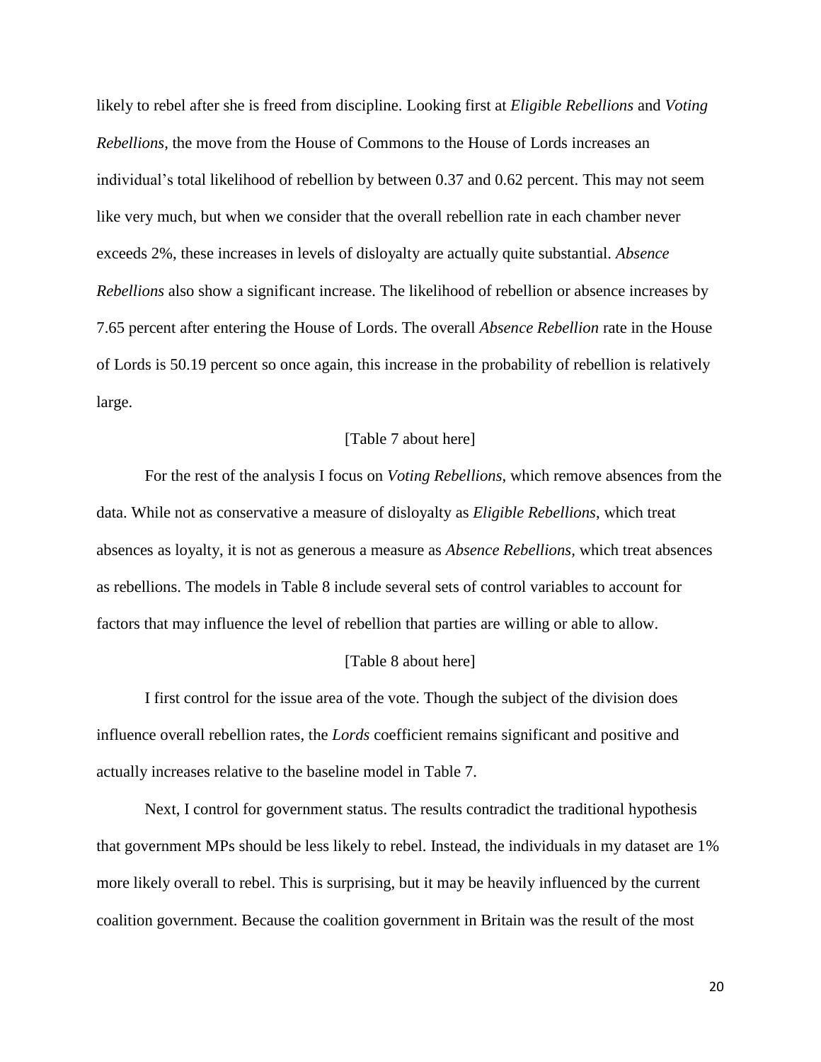likely to rebel after she is freed from discipline. Looking first at *Eligible Rebellions* and *Voting Rebellions*, the move from the House of Commons to the House of Lords increases an individual's total likelihood of rebellion by between 0.37 and 0.62 percent. This may not seem like very much, but when we consider that the overall rebellion rate in each chamber never exceeds 2%, these increases in levels of disloyalty are actually quite substantial. *Absence Rebellions* also show a significant increase. The likelihood of rebellion or absence increases by 7.65 percent after entering the House of Lords. The overall *Absence Rebellion* rate in the House of Lords is 50.19 percent so once again, this increase in the probability of rebellion is relatively large.

[Table 7 about here]

For the rest of the analysis I focus on *Voting Rebellions*, which remove absences from the data. While not as conservative a measure of disloyalty as *Eligible Rebellions*, which treat absences as loyalty, it is not as generous a measure as *Absence Rebellions*, which treat absences as rebellions. The models in Table 8 include several sets of control variables to account for factors that may influence the level of rebellion that parties are willing or able to allow.

[Table 8 about here]

I first control for the issue area of the vote. Though the subject of the division does influence overall rebellion rates, the *Lords* coefficient remains significant and positive and actually increases relative to the baseline model in Table 7.

Next, I control for government status. The results contradict the traditional hypothesis that government MPs should be less likely to rebel. Instead, the individuals in my dataset are 1% more likely overall to rebel. This is surprising, but it may be heavily influenced by the current coalition government. Because the coalition government in Britain was the result of the most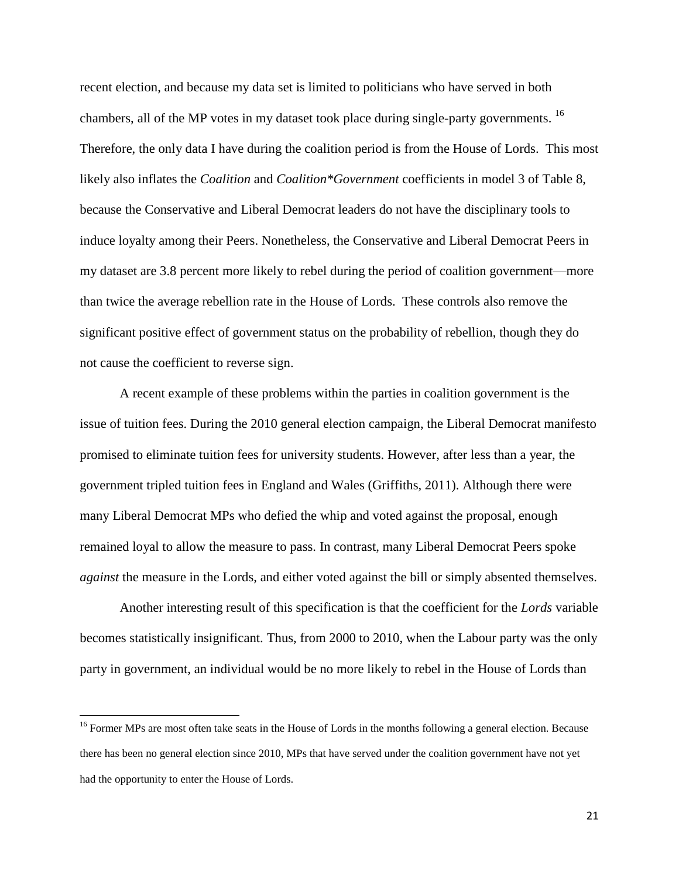recent election, and because my data set is limited to politicians who have served in both chambers, all of the MP votes in my dataset took place during single-party governments. [16] Therefore, the only data I have during the coalition period is from the House of Lords. This most likely also inflates the *Coalition* and *Coalition\*Government* coefficients in model 3 of Table 8, because the Conservative and Liberal Democrat leaders do not have the disciplinary tools to induce loyalty among their Peers. Nonetheless, the Conservative and Liberal Democrat Peers in my dataset are 3.8 percent more likely to rebel during the period of coalition government—more than twice the average rebellion rate in the House of Lords. These controls also remove the significant positive effect of government status on the probability of rebellion, though they do not cause the coefficient to reverse sign.

A recent example of these problems within the parties in coalition government is the issue of tuition fees. During the 2010 general election campaign, the Liberal Democrat manifesto promised to eliminate tuition fees for university students. However, after less than a year, the government tripled tuition fees in England and Wales (Griffiths, 2011). Although there were many Liberal Democrat MPs who defied the whip and voted against the proposal, enough remained loyal to allow the measure to pass. In contrast, many Liberal Democrat Peers spoke *against* the measure in the Lords, and either voted against the bill or simply absented themselves.

Another interesting result of this specification is that the coefficient for the *Lords* variable becomes statistically insignificant. Thus, from 2000 to 2010, when the Labour party was the only party in government, an individual would be no more likely to rebel in the House of Lords than

---

[16] Former MPs are most often take seats in the House of Lords in the months following a general election. Because there has been no general election since 2010, MPs that have served under the coalition government have not yet had the opportunity to enter the House of Lords.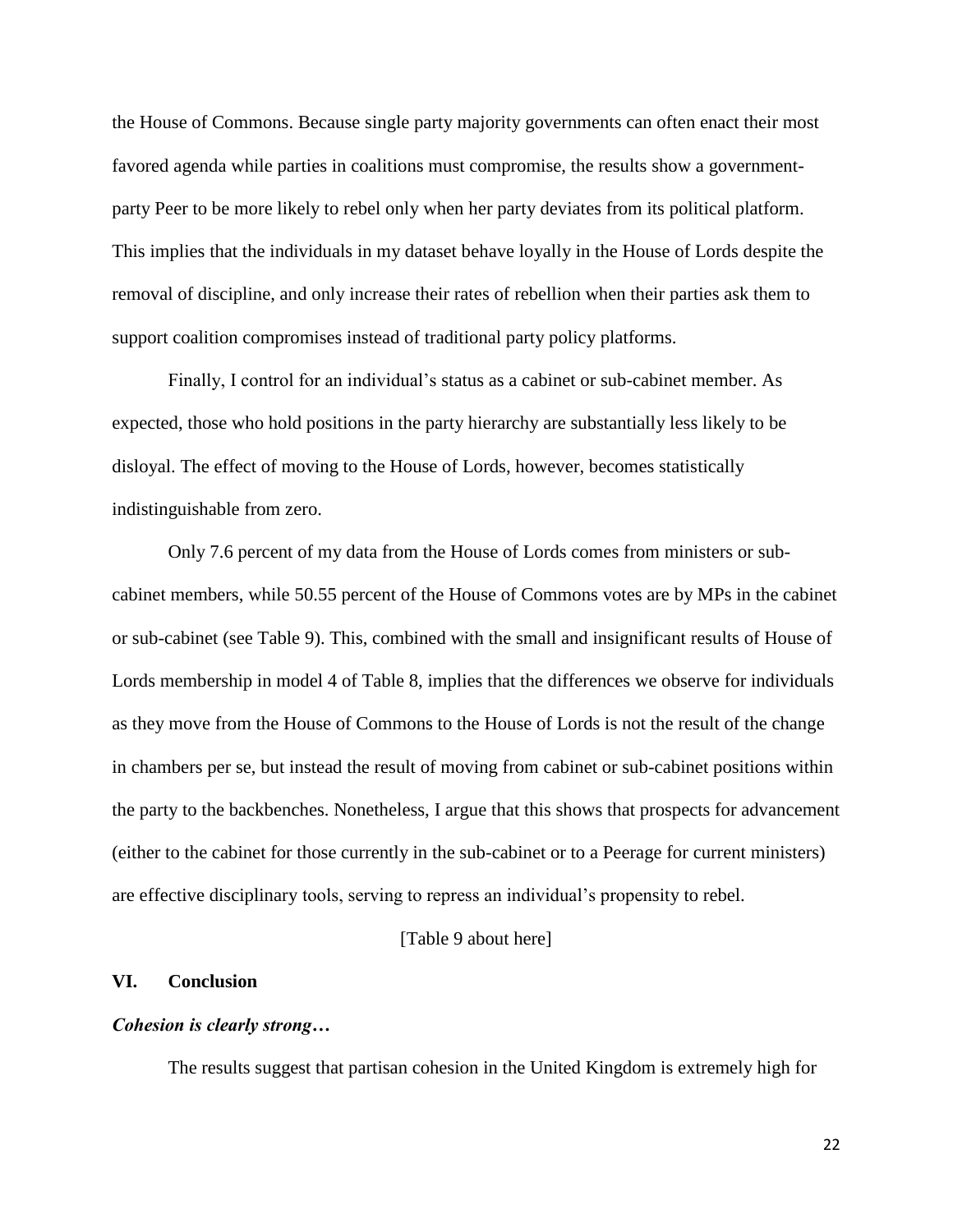the House of Commons. Because single party majority governments can often enact their most favored agenda while parties in coalitions must compromise, the results show a government-party Peer to be more likely to rebel only when her party deviates from its political platform. This implies that the individuals in my dataset behave loyally in the House of Lords despite the removal of discipline, and only increase their rates of rebellion when their parties ask them to support coalition compromises instead of traditional party policy platforms.

Finally, I control for an individual's status as a cabinet or sub-cabinet member. As expected, those who hold positions in the party hierarchy are substantially less likely to be disloyal. The effect of moving to the House of Lords, however, becomes statistically indistinguishable from zero.

Only 7.6 percent of my data from the House of Lords comes from ministers or sub-cabinet members, while 50.55 percent of the House of Commons votes are by MPs in the cabinet or sub-cabinet (see Table 9). This, combined with the small and insignificant results of House of Lords membership in model 4 of Table 8, implies that the differences we observe for individuals as they move from the House of Commons to the House of Lords is not the result of the change in chambers per se, but instead the result of moving from cabinet or sub-cabinet positions within the party to the backbenches. Nonetheless, I argue that this shows that prospects for advancement (either to the cabinet for those currently in the sub-cabinet or to a Peerage for current ministers) are effective disciplinary tools, serving to repress an individual's propensity to rebel.

[Table 9 about here]

## VI. Conclusion

### *Cohesion is clearly strong…*

The results suggest that partisan cohesion in the United Kingdom is extremely high for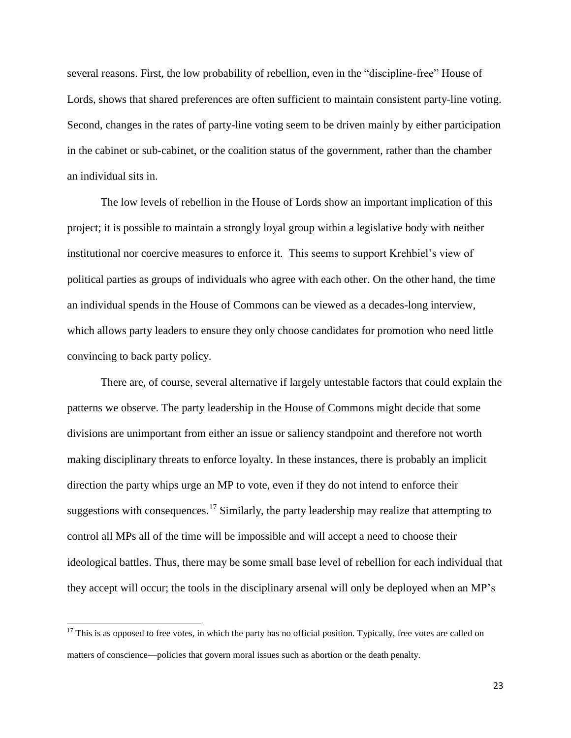several reasons. First, the low probability of rebellion, even in the "discipline-free" House of Lords, shows that shared preferences are often sufficient to maintain consistent party-line voting. Second, changes in the rates of party-line voting seem to be driven mainly by either participation in the cabinet or sub-cabinet, or the coalition status of the government, rather than the chamber an individual sits in.

The low levels of rebellion in the House of Lords show an important implication of this project; it is possible to maintain a strongly loyal group within a legislative body with neither institutional nor coercive measures to enforce it. This seems to support Krehbiel's view of political parties as groups of individuals who agree with each other. On the other hand, the time an individual spends in the House of Commons can be viewed as a decades-long interview, which allows party leaders to ensure they only choose candidates for promotion who need little convincing to back party policy.

There are, of course, several alternative if largely untestable factors that could explain the patterns we observe. The party leadership in the House of Commons might decide that some divisions are unimportant from either an issue or saliency standpoint and therefore not worth making disciplinary threats to enforce loyalty. In these instances, there is probably an implicit direction the party whips urge an MP to vote, even if they do not intend to enforce their suggestions with consequences.[17] Similarly, the party leadership may realize that attempting to control all MPs all of the time will be impossible and will accept a need to choose their ideological battles. Thus, there may be some small base level of rebellion for each individual that they accept will occur; the tools in the disciplinary arsenal will only be deployed when an MP's

[17] This is as opposed to free votes, in which the party has no official position. Typically, free votes are called on matters of conscience—policies that govern moral issues such as abortion or the death penalty.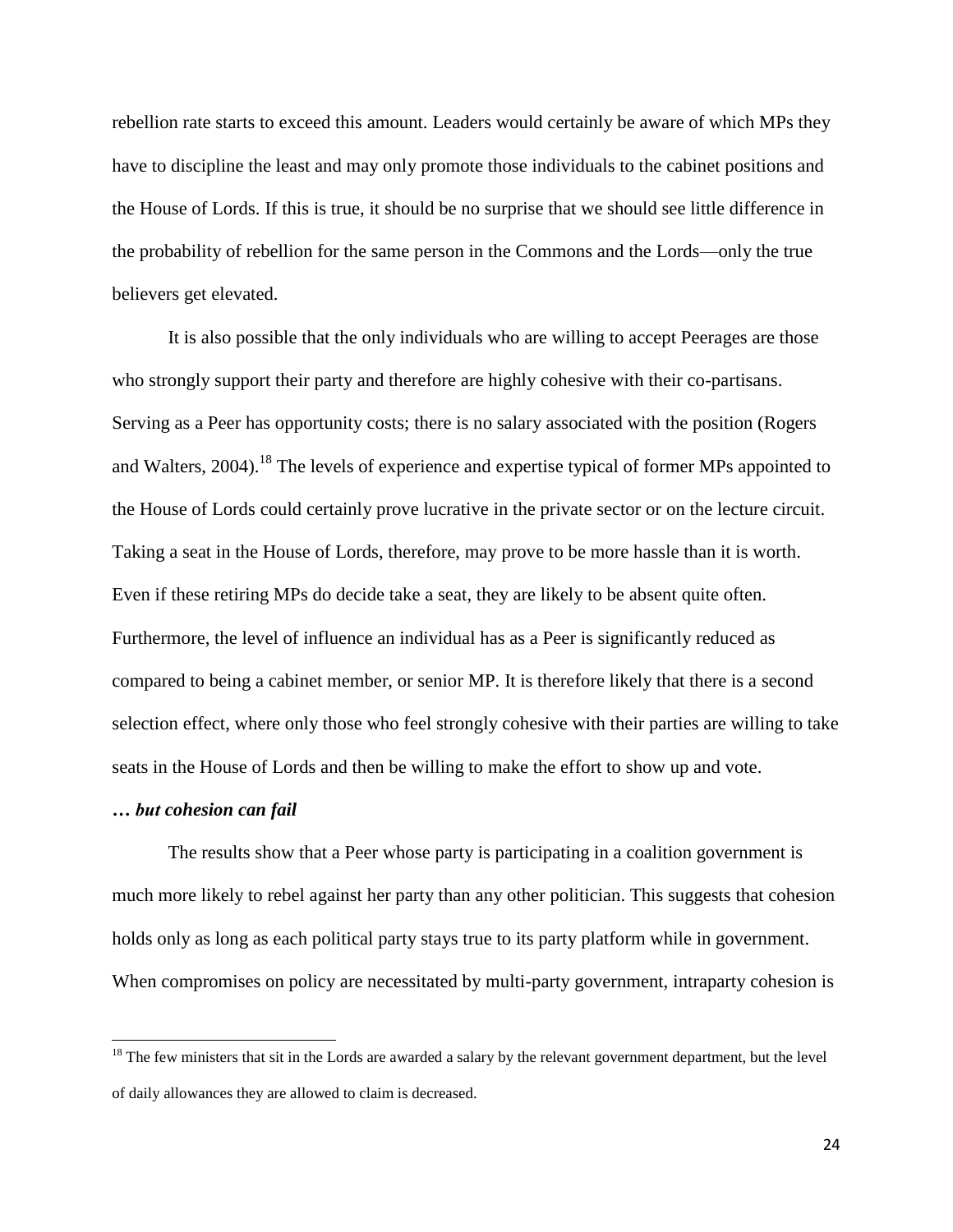rebellion rate starts to exceed this amount. Leaders would certainly be aware of which MPs they have to discipline the least and may only promote those individuals to the cabinet positions and the House of Lords. If this is true, it should be no surprise that we should see little difference in the probability of rebellion for the same person in the Commons and the Lords—only the true believers get elevated.

It is also possible that the only individuals who are willing to accept Peerages are those who strongly support their party and therefore are highly cohesive with their co-partisans. Serving as a Peer has opportunity costs; there is no salary associated with the position (Rogers and Walters, 2004).[18] The levels of experience and expertise typical of former MPs appointed to the House of Lords could certainly prove lucrative in the private sector or on the lecture circuit. Taking a seat in the House of Lords, therefore, may prove to be more hassle than it is worth. Even if these retiring MPs do decide take a seat, they are likely to be absent quite often. Furthermore, the level of influence an individual has as a Peer is significantly reduced as compared to being a cabinet member, or senior MP. It is therefore likely that there is a second selection effect, where only those who feel strongly cohesive with their parties are willing to take seats in the House of Lords and then be willing to make the effort to show up and vote.

***… but cohesion can fail***

The results show that a Peer whose party is participating in a coalition government is much more likely to rebel against her party than any other politician. This suggests that cohesion holds only as long as each political party stays true to its party platform while in government. When compromises on policy are necessitated by multi-party government, intraparty cohesion is

[18] The few ministers that sit in the Lords are awarded a salary by the relevant government department, but the level of daily allowances they are allowed to claim is decreased.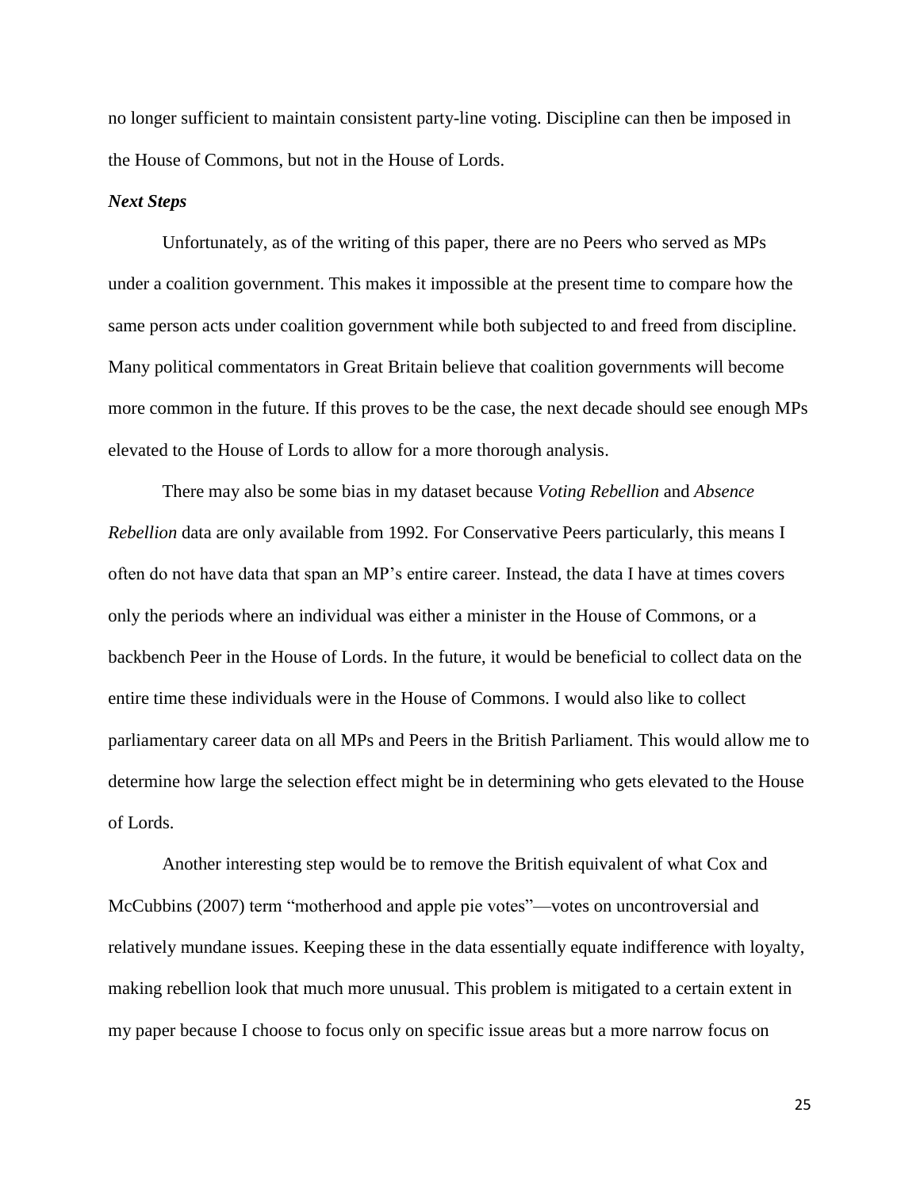no longer sufficient to maintain consistent party-line voting. Discipline can then be imposed in the House of Commons, but not in the House of Lords.

### *Next Steps*

Unfortunately, as of the writing of this paper, there are no Peers who served as MPs under a coalition government. This makes it impossible at the present time to compare how the same person acts under coalition government while both subjected to and freed from discipline. Many political commentators in Great Britain believe that coalition governments will become more common in the future. If this proves to be the case, the next decade should see enough MPs elevated to the House of Lords to allow for a more thorough analysis.

There may also be some bias in my dataset because *Voting Rebellion* and *Absence Rebellion* data are only available from 1992. For Conservative Peers particularly, this means I often do not have data that span an MP's entire career. Instead, the data I have at times covers only the periods where an individual was either a minister in the House of Commons, or a backbench Peer in the House of Lords. In the future, it would be beneficial to collect data on the entire time these individuals were in the House of Commons. I would also like to collect parliamentary career data on all MPs and Peers in the British Parliament. This would allow me to determine how large the selection effect might be in determining who gets elevated to the House of Lords.

Another interesting step would be to remove the British equivalent of what Cox and McCubbins (2007) term "motherhood and apple pie votes"—votes on uncontroversial and relatively mundane issues. Keeping these in the data essentially equate indifference with loyalty, making rebellion look that much more unusual. This problem is mitigated to a certain extent in my paper because I choose to focus only on specific issue areas but a more narrow focus on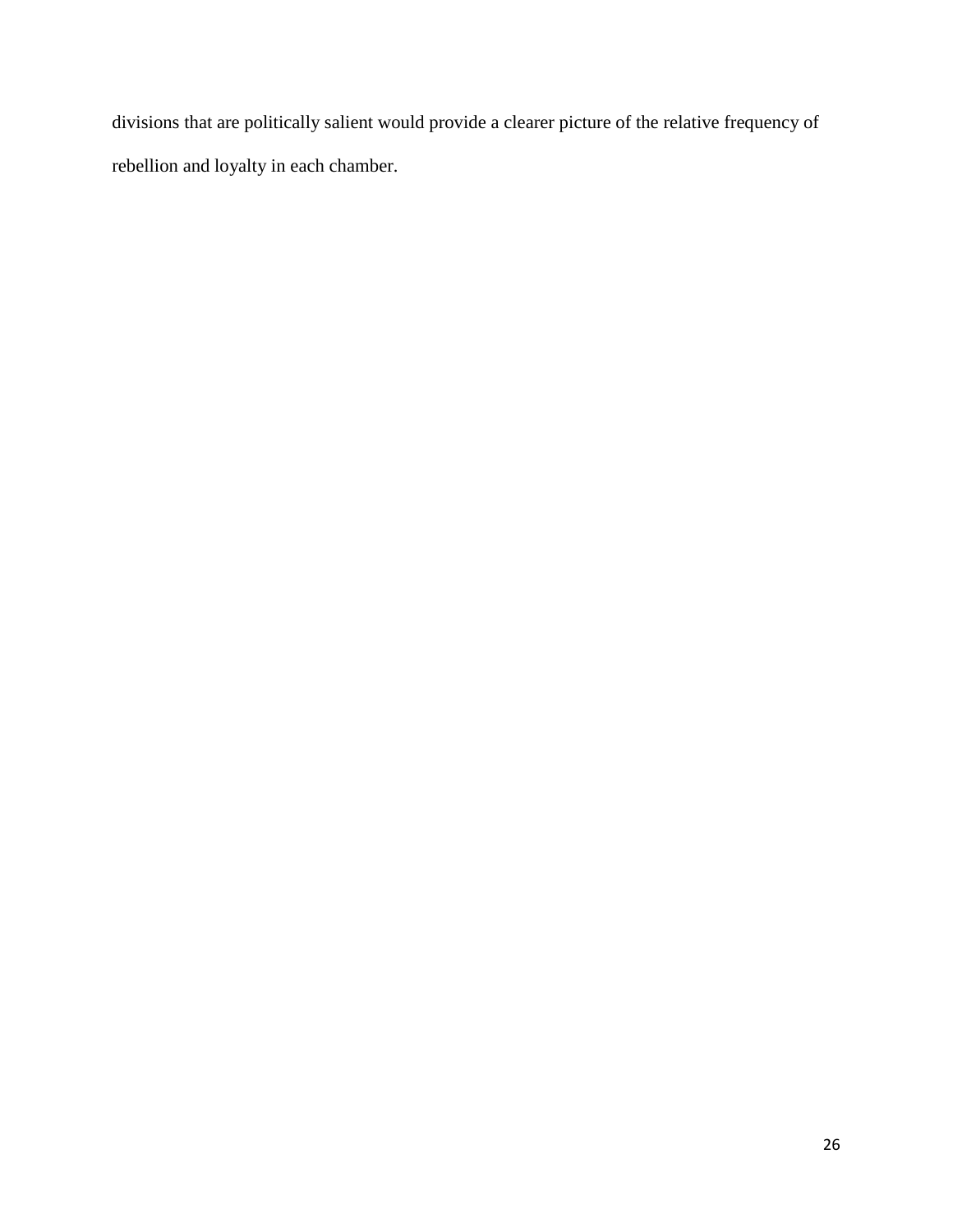divisions that are politically salient would provide a clearer picture of the relative frequency of rebellion and loyalty in each chamber.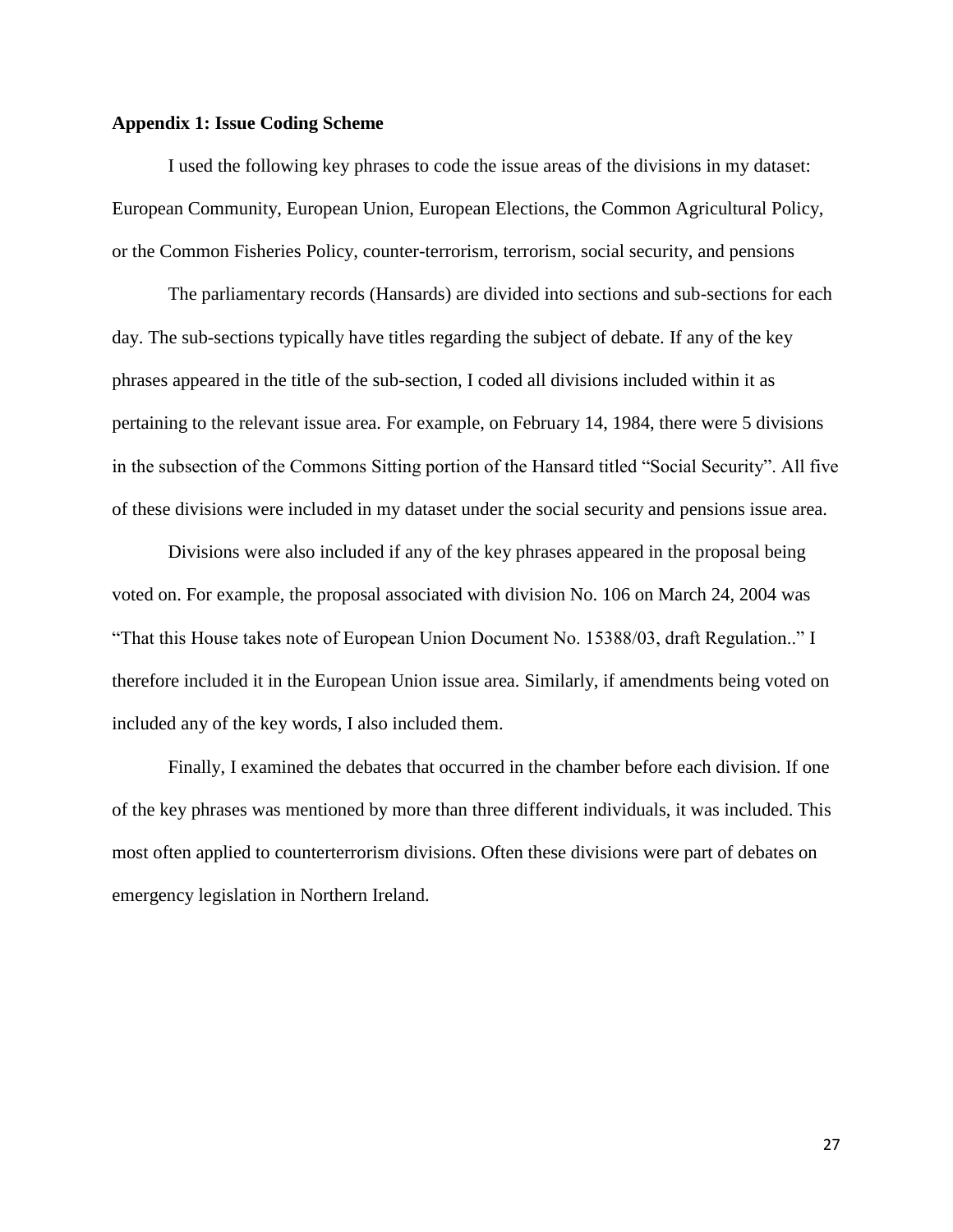### Appendix 1: Issue Coding Scheme

I used the following key phrases to code the issue areas of the divisions in my dataset: European Community, European Union, European Elections, the Common Agricultural Policy, or the Common Fisheries Policy, counter-terrorism, terrorism, social security, and pensions

The parliamentary records (Hansards) are divided into sections and sub-sections for each day. The sub-sections typically have titles regarding the subject of debate. If any of the key phrases appeared in the title of the sub-section, I coded all divisions included within it as pertaining to the relevant issue area. For example, on February 14, 1984, there were 5 divisions in the subsection of the Commons Sitting portion of the Hansard titled "Social Security". All five of these divisions were included in my dataset under the social security and pensions issue area.

Divisions were also included if any of the key phrases appeared in the proposal being voted on. For example, the proposal associated with division No. 106 on March 24, 2004 was "That this House takes note of European Union Document No. 15388/03, draft Regulation.." I therefore included it in the European Union issue area. Similarly, if amendments being voted on included any of the key words, I also included them.

Finally, I examined the debates that occurred in the chamber before each division. If one of the key phrases was mentioned by more than three different individuals, it was included. This most often applied to counterterrorism divisions. Often these divisions were part of debates on emergency legislation in Northern Ireland.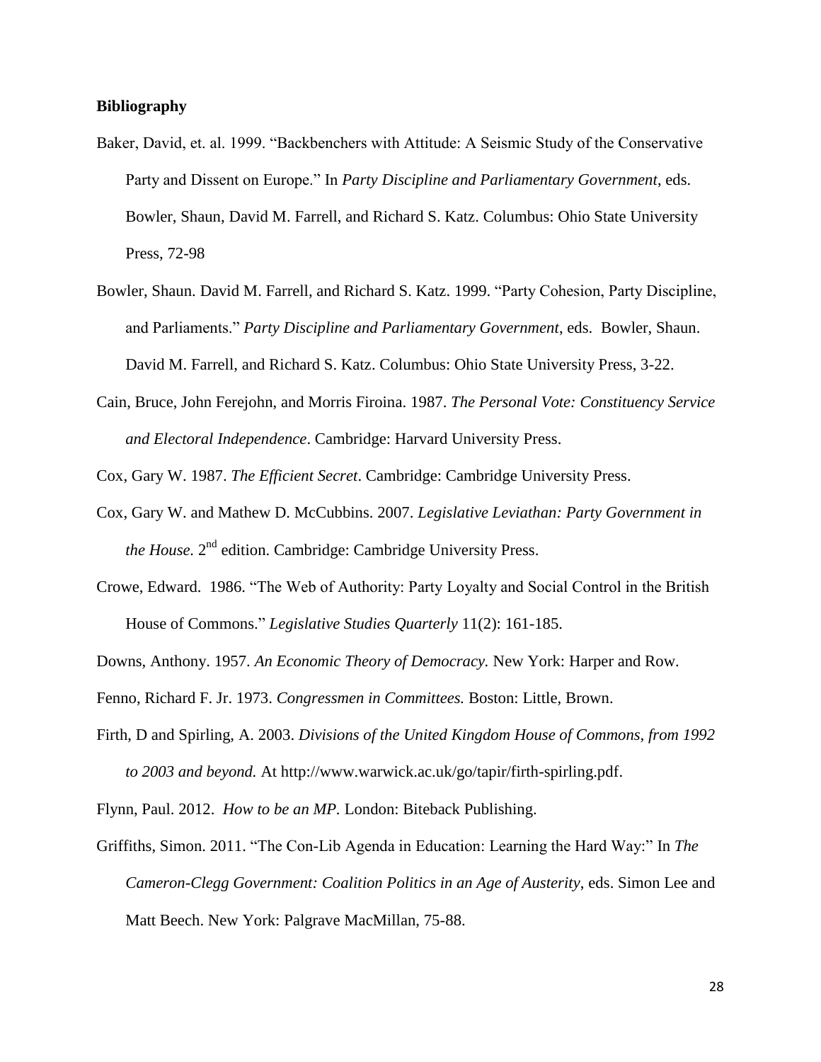**Bibliography**

Baker, David, et. al. 1999. "Backbenchers with Attitude: A Seismic Study of the Conservative Party and Dissent on Europe." In *Party Discipline and Parliamentary Government*, eds. Bowler, Shaun, David M. Farrell, and Richard S. Katz. Columbus: Ohio State University Press, 72-98

Bowler, Shaun. David M. Farrell, and Richard S. Katz. 1999. "Party Cohesion, Party Discipline, and Parliaments." *Party Discipline and Parliamentary Government*, eds. Bowler, Shaun. David M. Farrell, and Richard S. Katz. Columbus: Ohio State University Press, 3-22.

Cain, Bruce, John Ferejohn, and Morris Firoina. 1987. *The Personal Vote: Constituency Service and Electoral Independence*. Cambridge: Harvard University Press.

Cox, Gary W. 1987. *The Efficient Secret*. Cambridge: Cambridge University Press.

Cox, Gary W. and Mathew D. McCubbins. 2007. *Legislative Leviathan: Party Government in the House.* 2nd edition. Cambridge: Cambridge University Press.

Crowe, Edward. 1986. "The Web of Authority: Party Loyalty and Social Control in the British House of Commons." *Legislative Studies Quarterly* 11(2): 161-185.

Downs, Anthony. 1957. *An Economic Theory of Democracy.* New York: Harper and Row.

Fenno, Richard F. Jr. 1973. *Congressmen in Committees.* Boston: Little, Brown.

Firth, D and Spirling, A. 2003. *Divisions of the United Kingdom House of Commons, from 1992 to 2003 and beyond.* At http://www.warwick.ac.uk/go/tapir/firth-spirling.pdf.

Flynn, Paul. 2012. *How to be an MP.* London: Biteback Publishing.

Griffiths, Simon. 2011. "The Con-Lib Agenda in Education: Learning the Hard Way:" In *The Cameron-Clegg Government: Coalition Politics in an Age of Austerity*, eds. Simon Lee and Matt Beech. New York: Palgrave MacMillan, 75-88.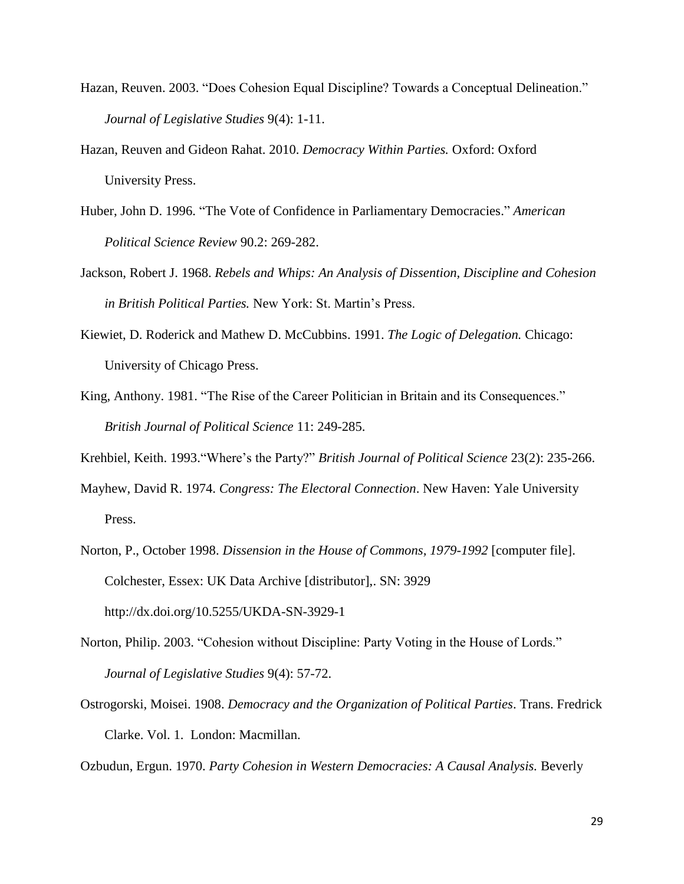Hazan, Reuven. 2003. "Does Cohesion Equal Discipline? Towards a Conceptual Delineation." *Journal of Legislative Studies* 9(4): 1-11.

Hazan, Reuven and Gideon Rahat. 2010. *Democracy Within Parties.* Oxford: Oxford University Press.

Huber, John D. 1996. "The Vote of Confidence in Parliamentary Democracies." *American Political Science Review* 90.2: 269-282.

Jackson, Robert J. 1968. *Rebels and Whips: An Analysis of Dissention, Discipline and Cohesion in British Political Parties.* New York: St. Martin's Press.

Kiewiet, D. Roderick and Mathew D. McCubbins. 1991. *The Logic of Delegation.* Chicago: University of Chicago Press.

King, Anthony. 1981. "The Rise of the Career Politician in Britain and its Consequences." *British Journal of Political Science* 11: 249-285.

Krehbiel, Keith. 1993."Where's the Party?" *British Journal of Political Science* 23(2): 235-266.

Mayhew, David R. 1974. *Congress: The Electoral Connection*. New Haven: Yale University Press.

Norton, P., October 1998. *Dissension in the House of Commons, 1979-1992* [computer file]. Colchester, Essex: UK Data Archive [distributor],. SN: 3929 http://dx.doi.org/10.5255/UKDA-SN-3929-1

Norton, Philip. 2003. "Cohesion without Discipline: Party Voting in the House of Lords." *Journal of Legislative Studies* 9(4): 57-72.

Ostrogorski, Moisei. 1908. *Democracy and the Organization of Political Parties*. Trans. Fredrick Clarke. Vol. 1. London: Macmillan.

Ozbudun, Ergun. 1970. *Party Cohesion in Western Democracies: A Causal Analysis.* Beverly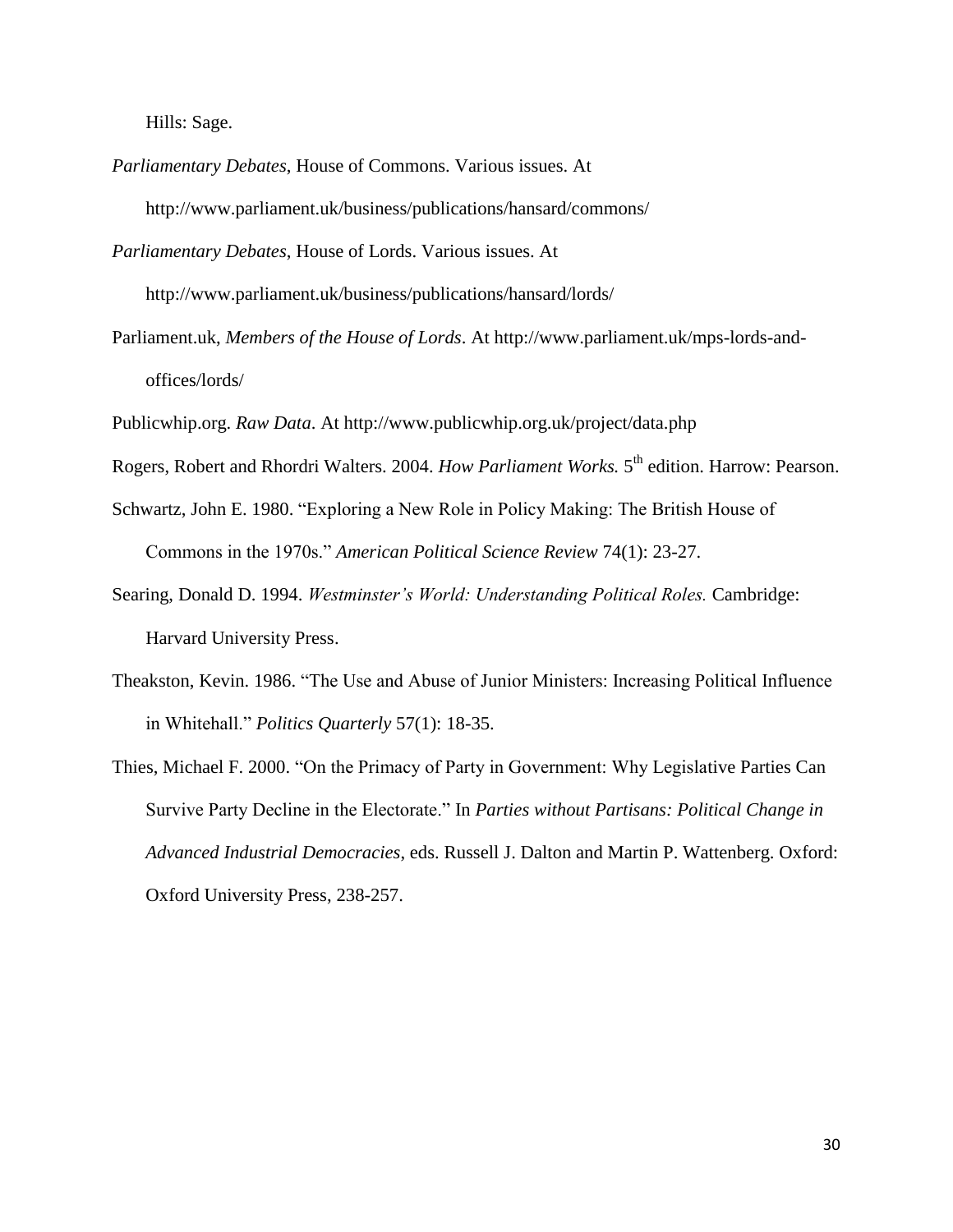Hills: Sage.

*Parliamentary Debates*, House of Commons. Various issues. At http://www.parliament.uk/business/publications/hansard/commons/

*Parliamentary Debates*, House of Lords. Various issues. At http://www.parliament.uk/business/publications/hansard/lords/

Parliament.uk, *Members of the House of Lords*. At http://www.parliament.uk/mps-lords-and-offices/lords/

Publicwhip.org. *Raw Data*. At http://www.publicwhip.org.uk/project/data.php

Rogers, Robert and Rhordri Walters. 2004. *How Parliament Works.* 5th edition. Harrow: Pearson.

Schwartz, John E. 1980. "Exploring a New Role in Policy Making: The British House of Commons in the 1970s." *American Political Science Review* 74(1): 23-27.

Searing, Donald D. 1994. *Westminster's World: Understanding Political Roles.* Cambridge: Harvard University Press.

Theakston, Kevin. 1986. "The Use and Abuse of Junior Ministers: Increasing Political Influence in Whitehall." *Politics Quarterly* 57(1): 18-35.

Thies, Michael F. 2000. "On the Primacy of Party in Government: Why Legislative Parties Can Survive Party Decline in the Electorate." In *Parties without Partisans: Political Change in Advanced Industrial Democracies*, eds. Russell J. Dalton and Martin P. Wattenberg. Oxford: Oxford University Press, 238-257.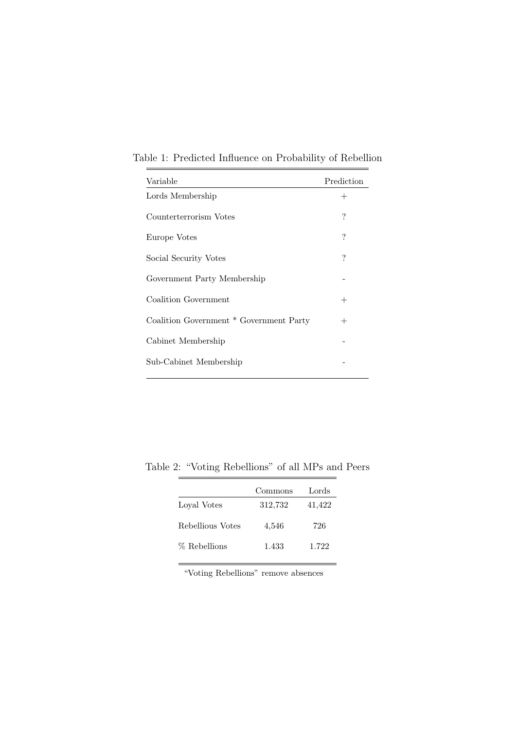Table 1: Predicted Influence on Probability of Rebellion

| Variable | Prediction |
|---|---|
| Lords Membership | + |
| Counterterrorism Votes | ? |
| Europe Votes | ? |
| Social Security Votes | ? |
| Government Party Membership | - |
| Coalition Government | + |
| Coalition Government * Government Party | + |
| Cabinet Membership | - |
| Sub-Cabinet Membership | - |

Table 2: "Voting Rebellions" of all MPs and Peers

| | Commons | Lords |
|---|---|---|
| Loyal Votes | 312,732 | 41,422 |
| Rebellious Votes | 4,546 | 726 |
| % Rebellions | 1.433 | 1.722 |

"Voting Rebellions" remove absences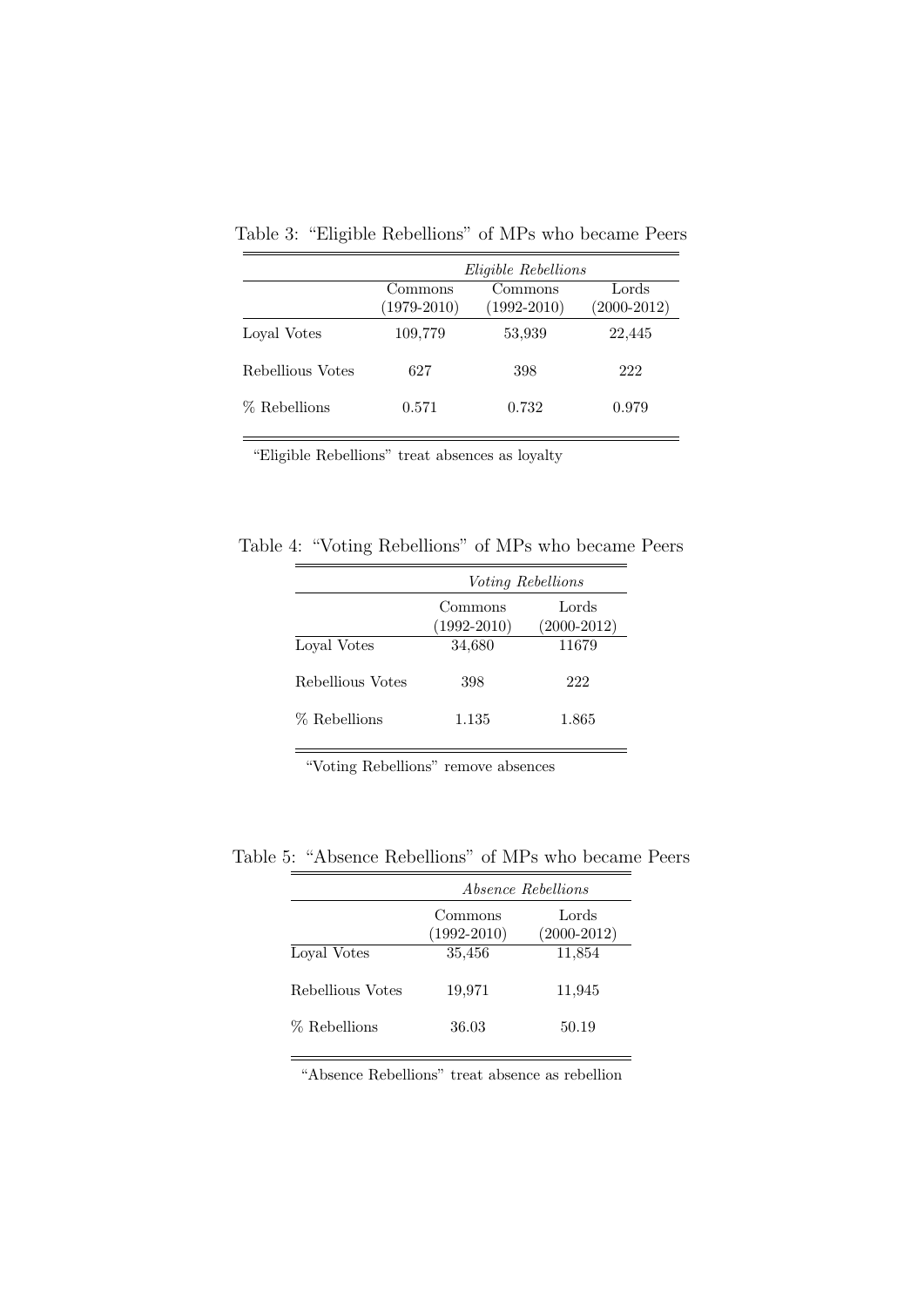Table 3: "Eligible Rebellions" of MPs who became Peers

| | *Eligible Rebellions* | | |
|---|---|---|---|
| | Commons (1979-2010) | Commons (1992-2010) | Lords (2000-2012) |
| Loyal Votes | 109,779 | 53,939 | 22,445 |
| Rebellious Votes | 627 | 398 | 222 |
| % Rebellions | 0.571 | 0.732 | 0.979 |

"Eligible Rebellions" treat absences as loyalty

Table 4: "Voting Rebellions" of MPs who became Peers

| | *Voting Rebellions* | |
|---|---|---|
| | Commons (1992-2010) | Lords (2000-2012) |
| Loyal Votes | 34,680 | 11679 |
| Rebellious Votes | 398 | 222 |
| % Rebellions | 1.135 | 1.865 |

"Voting Rebellions" remove absences

Table 5: "Absence Rebellions" of MPs who became Peers

| | *Absence Rebellions* | |
|---|---|---|
| | Commons (1992-2010) | Lords (2000-2012) |
| Loyal Votes | 35,456 | 11,854 |
| Rebellious Votes | 19,971 | 11,945 |
| % Rebellions | 36.03 | 50.19 |

"Absence Rebellions" treat absence as rebellion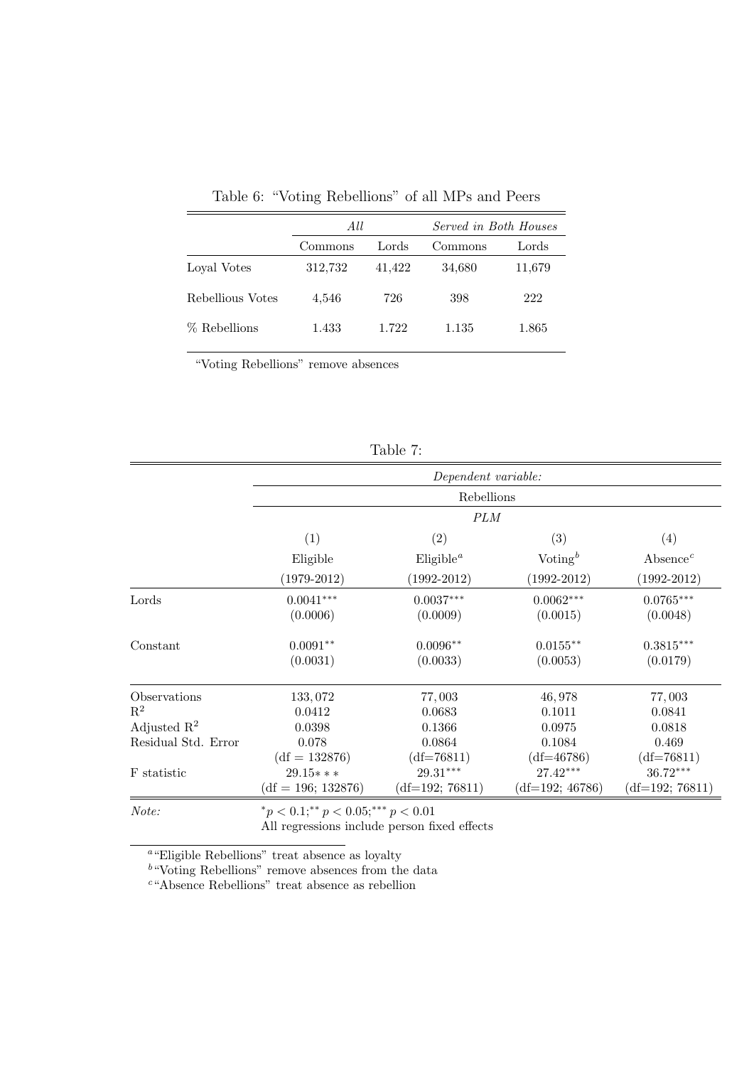Table 6: "Voting Rebellions" of all MPs and Peers

| | *All* | | *Served in Both Houses* | |
|---|---|---|---|---|
| | Commons | Lords | Commons | Lords |
| Loyal Votes | 312,732 | 41,422 | 34,680 | 11,679 |
| Rebellious Votes | 4,546 | 726 | 398 | 222 |
| % Rebellions | 1.433 | 1.722 | 1.135 | 1.865 |

"Voting Rebellions" remove absences

Table 7:

| | *Dependent variable:* | | | |
|---|---|---|---|---|
| | Rebellions | | | |
| | *PLM* | | | |
| | (1) | (2) | (3) | (4) |
| | Eligible | Eligible[a] | Voting[b] | Absence[c] |
| | (1979-2012) | (1992-2012) | (1992-2012) | (1992-2012) |
| Lords | $0.0041^{***}$ | $0.0037^{***}$ | $0.0062^{***}$ | $0.0765^{***}$ |
| | (0.0006) | (0.0009) | (0.0015) | (0.0048) |
| Constant | $0.0091^{**}$ | $0.0096^{**}$ | $0.0155^{**}$ | $0.3815^{***}$ |
| | (0.0031) | (0.0033) | (0.0053) | (0.0179) |
| Observations | 133,072 | 77,003 | 46,978 | 77,003 |
| $R^2$ | 0.0412 | 0.0683 | 0.1011 | 0.0841 |
| Adjusted $R^2$ | 0.0398 | 0.1366 | 0.0975 | 0.0818 |
| Residual Std. Error | 0.078 | 0.0864 | 0.1084 | 0.469 |
| | (df = 132876) | (df=76811) | (df=46786) | (df=76811) |
| F statistic | $29.15***$ | $29.31^{***}$ | $27.42^{***}$ | $36.72^{***}$ |
| | (df = 196; 132876) | (df=192; 76811) | (df=192; 46786) | (df=192; 76811) |

*Note:* $^{*}p < 0.1$; $^{**}p < 0.05$; $^{***}p < 0.01$
All regressions include person fixed effects

[a] "Eligible Rebellions" treat absence as loyalty
[b] "Voting Rebellions" remove absences from the data
[c] "Absence Rebellions" treat absence as rebellion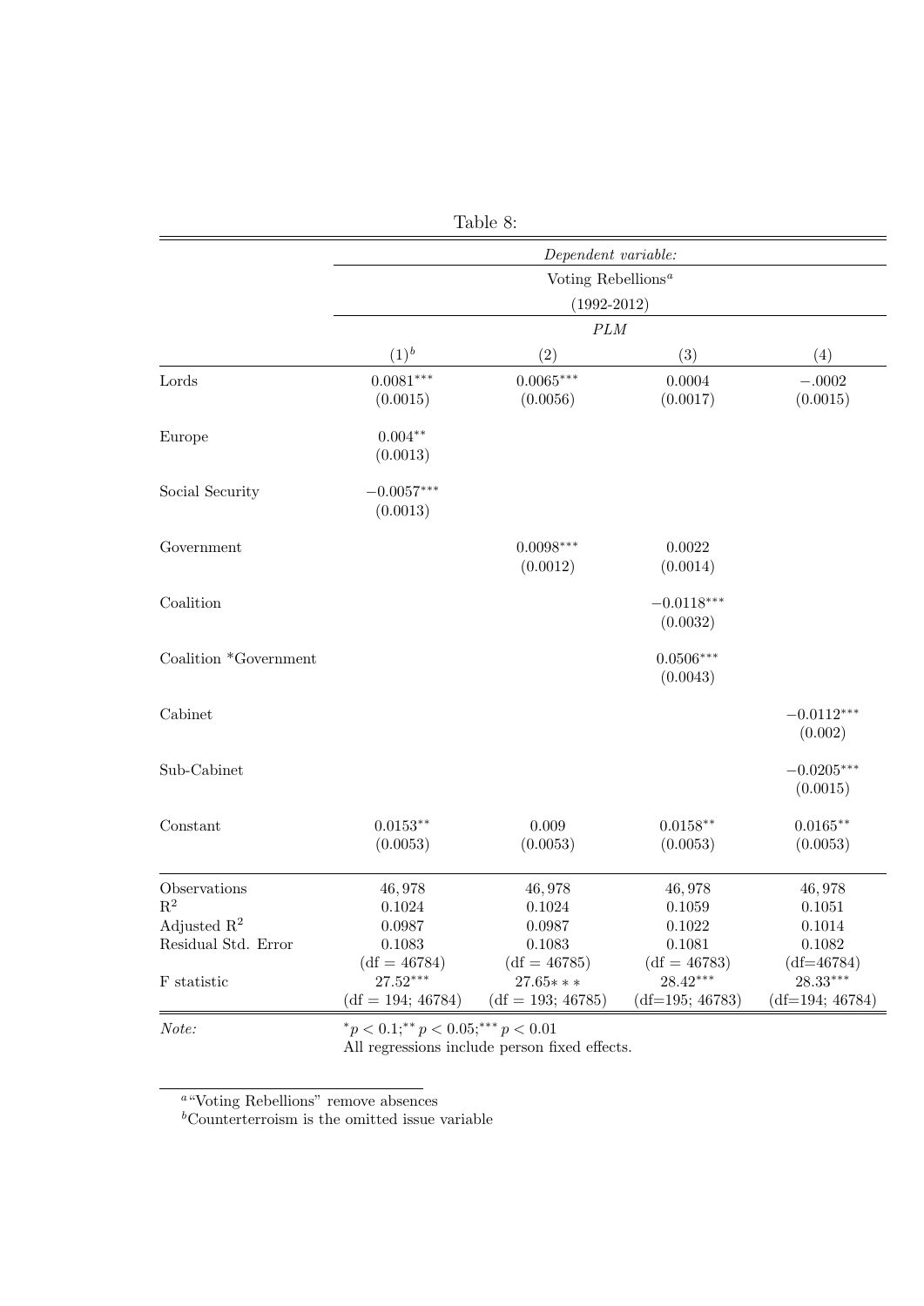Table 8:

| | *Dependent variable:* | | | |
|---|---|---|---|---|
| | Voting Rebellions[a] | | | |
| | (1992-2012) | | | |
| | *PLM* | | | |
| | (1)[b] | (2) | (3) | (4) |
| Lords | $0.0081^{***}$ | $0.0065^{***}$ | 0.0004 | $-.0002$ |
| | (0.0015) | (0.0056) | (0.0017) | (0.0015) |
| Europe | $0.004^{**}$ | | | |
| | (0.0013) | | | |
| Social Security | $-0.0057^{***}$ | | | |
| | (0.0013) | | | |
| Government | | $0.0098^{***}$ | 0.0022 | |
| | | (0.0012) | (0.0014) | |
| Coalition | | | $-0.0118^{***}$ | |
| | | | (0.0032) | |
| Coalition *Government | | | $0.0506^{***}$ | |
| | | | (0.0043) | |
| Cabinet | | | | $-0.0112^{***}$ |
| | | | | (0.002) |
| Sub-Cabinet | | | | $-0.0205^{***}$ |
| | | | | (0.0015) |
| Constant | $0.0153^{**}$ | 0.009 | $0.0158^{**}$ | $0.0165^{**}$ |
| | (0.0053) | (0.0053) | (0.0053) | (0.0053) |
| Observations | 46,978 | 46,978 | 46,978 | 46,978 |
| $R^2$ | 0.1024 | 0.1024 | 0.1059 | 0.1051 |
| Adjusted $R^2$ | 0.0987 | 0.0987 | 0.1022 | 0.1014 |
| Residual Std. Error | 0.1083 | 0.1083 | 0.1081 | 0.1082 |
| | (df = 46784) | (df = 46785) | (df = 46783) | (df=46784) |
| F statistic | $27.52^{***}$ | 27.65∗ ∗ ∗ | $28.42^{***}$ | $28.33^{***}$ |
| | (df = 194; 46784) | (df = 193; 46785) | (df=195; 46783) | (df=194; 46784) |

*Note:* $^{*}p < 0.1$; $^{**}p < 0.05$; $^{***}p < 0.01$
All regressions include person fixed effects.

[a] "Voting Rebellions" remove absences

[b] Counterterroism is the omitted issue variable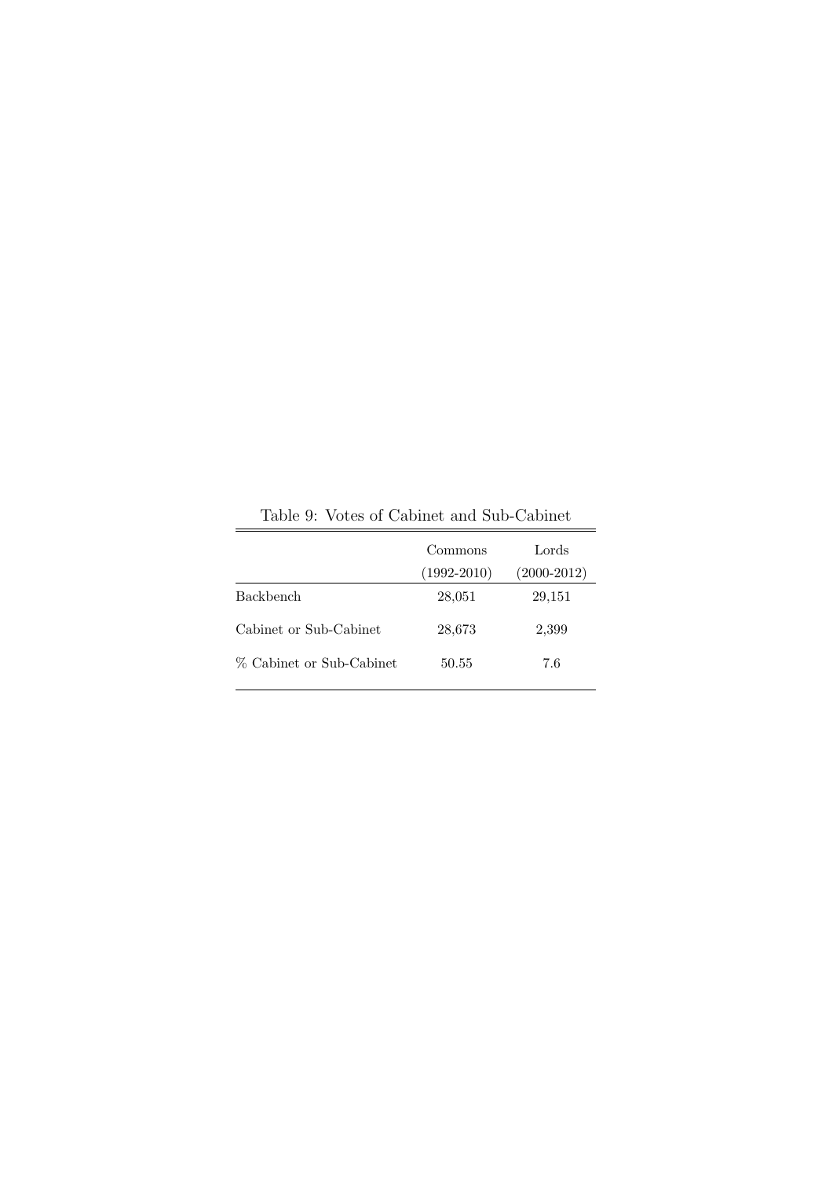Table 9: Votes of Cabinet and Sub-Cabinet

| | Commons (1992-2010) | Lords (2000-2012) |
|---|---|---|
| Backbench | 28,051 | 29,151 |
| Cabinet or Sub-Cabinet | 28,673 | 2,399 |
| % Cabinet or Sub-Cabinet | 50.55 | 7.6 |